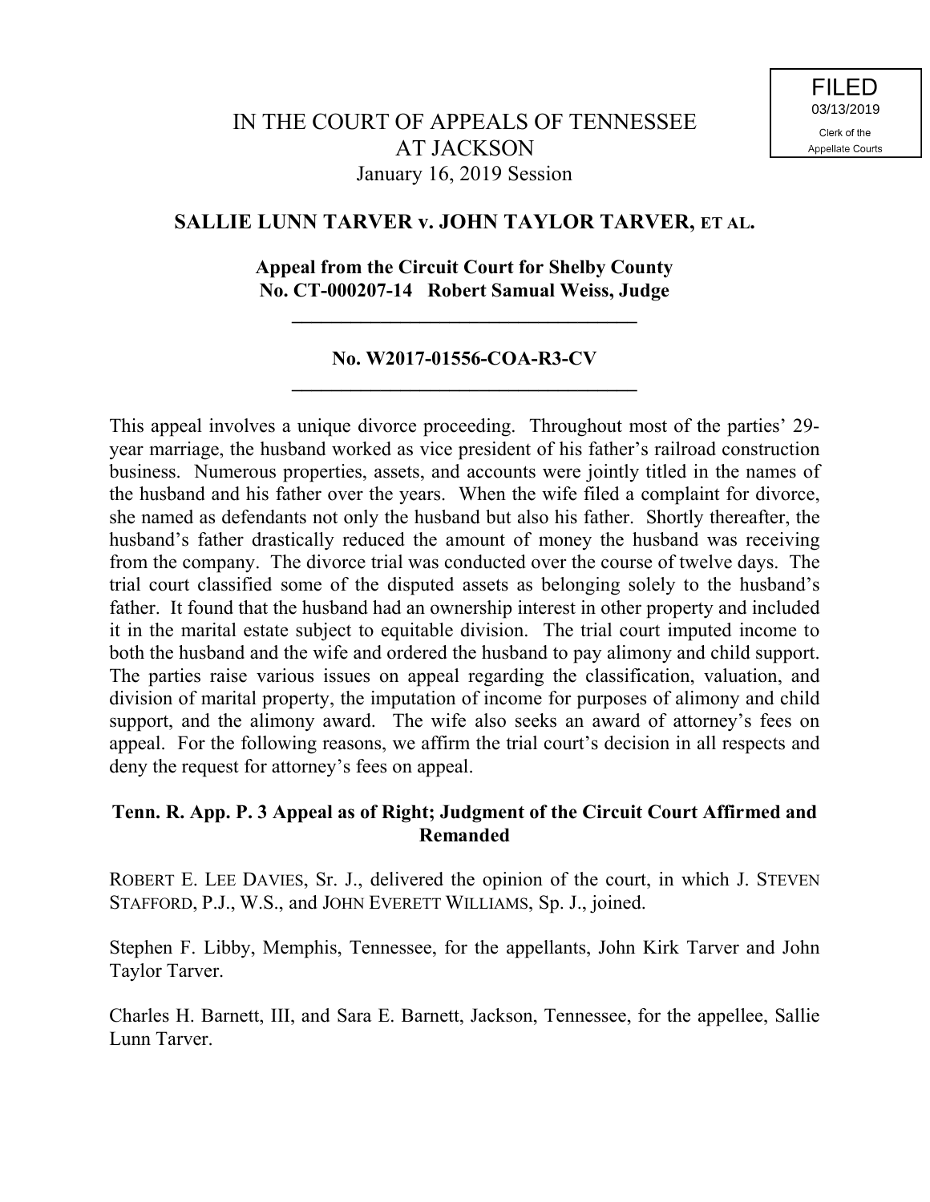FILED
03/13/2019
Clerk of the
Appellate Courts

# IN THE COURT OF APPEALS OF TENNESSEE AT JACKSON

January 16, 2019 Session

## SALLIE LUNN TARVER v. JOHN TAYLOR TARVER, ET AL.

**Appeal from the Circuit Court for Shelby County**
**No. CT-000207-14 Robert Samual Weiss, Judge**

---

**No. W2017-01556-COA-R3-CV**

---

This appeal involves a unique divorce proceeding. Throughout most of the parties' 29-year marriage, the husband worked as vice president of his father's railroad construction business. Numerous properties, assets, and accounts were jointly titled in the names of the husband and his father over the years. When the wife filed a complaint for divorce, she named as defendants not only the husband but also his father. Shortly thereafter, the husband's father drastically reduced the amount of money the husband was receiving from the company. The divorce trial was conducted over the course of twelve days. The trial court classified some of the disputed assets as belonging solely to the husband's father. It found that the husband had an ownership interest in other property and included it in the marital estate subject to equitable division. The trial court imputed income to both the husband and the wife and ordered the husband to pay alimony and child support. The parties raise various issues on appeal regarding the classification, valuation, and division of marital property, the imputation of income for purposes of alimony and child support, and the alimony award. The wife also seeks an award of attorney's fees on appeal. For the following reasons, we affirm the trial court's decision in all respects and deny the request for attorney's fees on appeal.

**Tenn. R. App. P. 3 Appeal as of Right; Judgment of the Circuit Court Affirmed and Remanded**

ROBERT E. LEE DAVIES, Sr. J., delivered the opinion of the court, in which J. STEVEN STAFFORD, P.J., W.S., and JOHN EVERETT WILLIAMS, Sp. J., joined.

Stephen F. Libby, Memphis, Tennessee, for the appellants, John Kirk Tarver and John Taylor Tarver.

Charles H. Barnett, III, and Sara E. Barnett, Jackson, Tennessee, for the appellee, Sallie Lunn Tarver.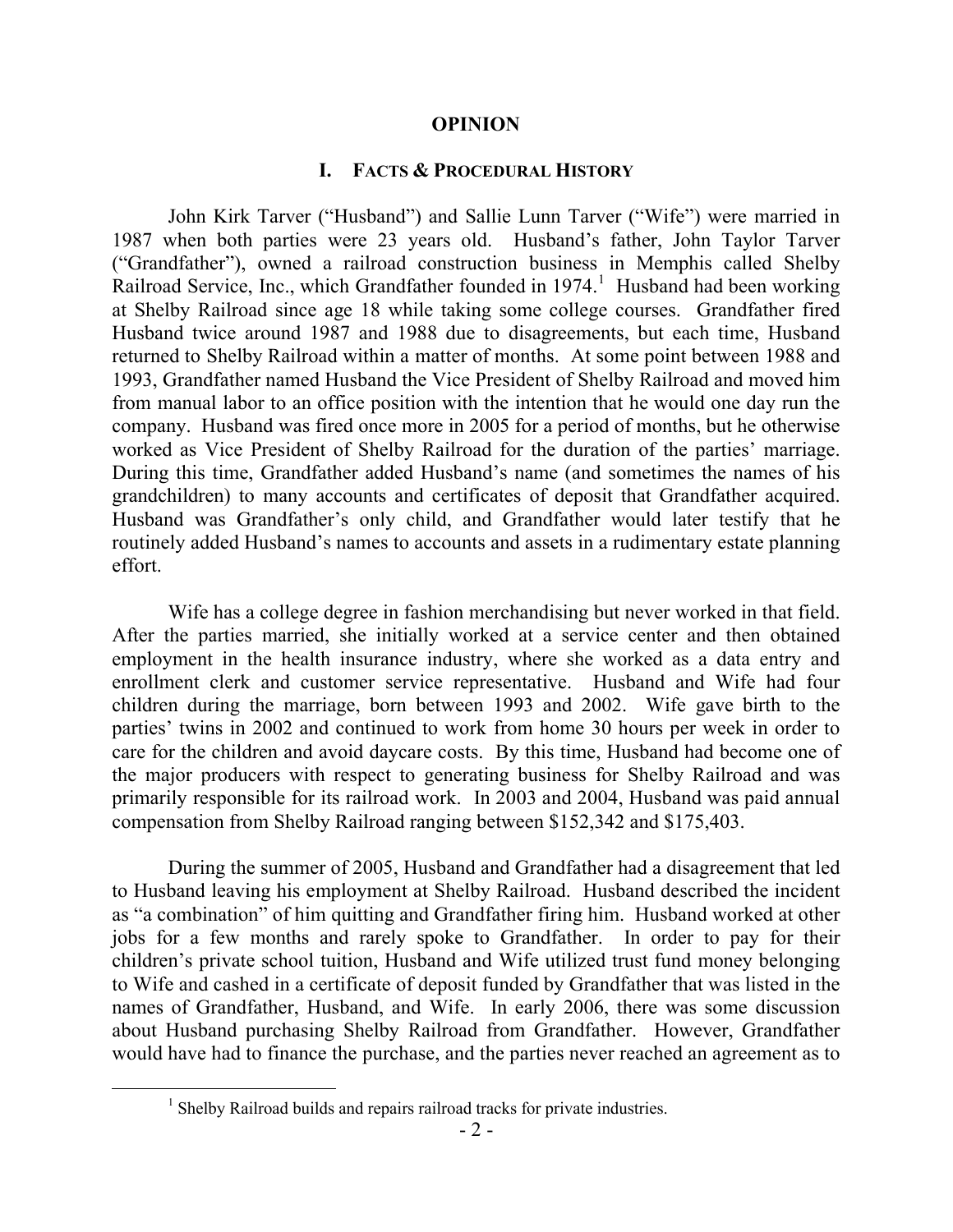# OPINION

## I. Facts & Procedural History

John Kirk Tarver ("Husband") and Sallie Lunn Tarver ("Wife") were married in 1987 when both parties were 23 years old. Husband's father, John Taylor Tarver ("Grandfather"), owned a railroad construction business in Memphis called Shelby Railroad Service, Inc., which Grandfather founded in 1974.[1] Husband had been working at Shelby Railroad since age 18 while taking some college courses. Grandfather fired Husband twice around 1987 and 1988 due to disagreements, but each time, Husband returned to Shelby Railroad within a matter of months. At some point between 1988 and 1993, Grandfather named Husband the Vice President of Shelby Railroad and moved him from manual labor to an office position with the intention that he would one day run the company. Husband was fired once more in 2005 for a period of months, but he otherwise worked as Vice President of Shelby Railroad for the duration of the parties' marriage. During this time, Grandfather added Husband's name (and sometimes the names of his grandchildren) to many accounts and certificates of deposit that Grandfather acquired. Husband was Grandfather's only child, and Grandfather would later testify that he routinely added Husband's names to accounts and assets in a rudimentary estate planning effort.

Wife has a college degree in fashion merchandising but never worked in that field. After the parties married, she initially worked at a service center and then obtained employment in the health insurance industry, where she worked as a data entry and enrollment clerk and customer service representative. Husband and Wife had four children during the marriage, born between 1993 and 2002. Wife gave birth to the parties' twins in 2002 and continued to work from home 30 hours per week in order to care for the children and avoid daycare costs. By this time, Husband had become one of the major producers with respect to generating business for Shelby Railroad and was primarily responsible for its railroad work. In 2003 and 2004, Husband was paid annual compensation from Shelby Railroad ranging between $152,342 and $175,403.

During the summer of 2005, Husband and Grandfather had a disagreement that led to Husband leaving his employment at Shelby Railroad. Husband described the incident as "a combination" of him quitting and Grandfather firing him. Husband worked at other jobs for a few months and rarely spoke to Grandfather. In order to pay for their children's private school tuition, Husband and Wife utilized trust fund money belonging to Wife and cashed in a certificate of deposit funded by Grandfather that was listed in the names of Grandfather, Husband, and Wife. In early 2006, there was some discussion about Husband purchasing Shelby Railroad from Grandfather. However, Grandfather would have had to finance the purchase, and the parties never reached an agreement as to

[1] Shelby Railroad builds and repairs railroad tracks for private industries.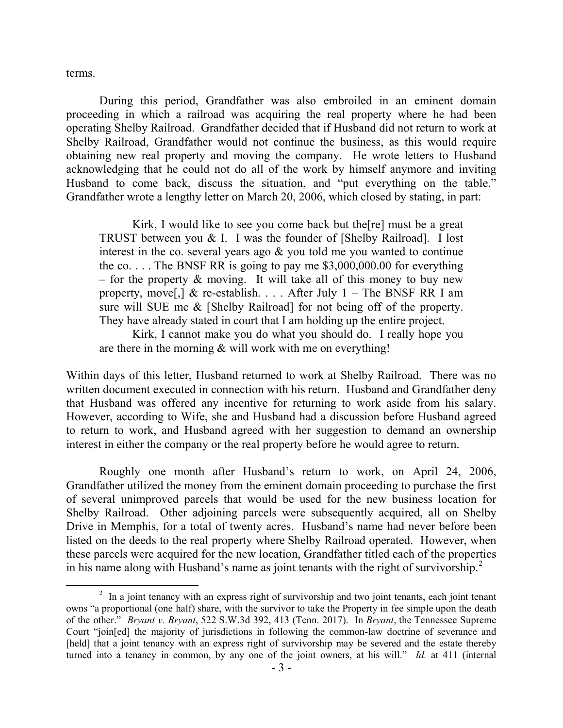terms.

During this period, Grandfather was also embroiled in an eminent domain proceeding in which a railroad was acquiring the real property where he had been operating Shelby Railroad. Grandfather decided that if Husband did not return to work at Shelby Railroad, Grandfather would not continue the business, as this would require obtaining new real property and moving the company. He wrote letters to Husband acknowledging that he could not do all of the work by himself anymore and inviting Husband to come back, discuss the situation, and "put everything on the table." Grandfather wrote a lengthy letter on March 20, 2006, which closed by stating, in part:

> Kirk, I would like to see you come back but the[re] must be a great TRUST between you & I. I was the founder of [Shelby Railroad]. I lost interest in the co. several years ago & you told me you wanted to continue the co. . . . The BNSF RR is going to pay me $3,000,000.00 for everything – for the property & moving. It will take all of this money to buy new property, move[,] & re-establish. . . . After July 1 – The BNSF RR I am sure will SUE me & [Shelby Railroad] for not being off of the property. They have already stated in court that I am holding up the entire project.
>
> Kirk, I cannot make you do what you should do. I really hope you are there in the morning & will work with me on everything!

Within days of this letter, Husband returned to work at Shelby Railroad. There was no written document executed in connection with his return. Husband and Grandfather deny that Husband was offered any incentive for returning to work aside from his salary. However, according to Wife, she and Husband had a discussion before Husband agreed to return to work, and Husband agreed with her suggestion to demand an ownership interest in either the company or the real property before he would agree to return.

Roughly one month after Husband's return to work, on April 24, 2006, Grandfather utilized the money from the eminent domain proceeding to purchase the first of several unimproved parcels that would be used for the new business location for Shelby Railroad. Other adjoining parcels were subsequently acquired, all on Shelby Drive in Memphis, for a total of twenty acres. Husband's name had never before been listed on the deeds to the real property where Shelby Railroad operated. However, when these parcels were acquired for the new location, Grandfather titled each of the properties in his name along with Husband's name as joint tenants with the right of survivorship.[2]

[2] In a joint tenancy with an express right of survivorship and two joint tenants, each joint tenant owns "a proportional (one half) share, with the survivor to take the Property in fee simple upon the death of the other." *Bryant v. Bryant*, 522 S.W.3d 392, 413 (Tenn. 2017). In *Bryant*, the Tennessee Supreme Court "join[ed] the majority of jurisdictions in following the common-law doctrine of severance and [held] that a joint tenancy with an express right of survivorship may be severed and the estate thereby turned into a tenancy in common, by any one of the joint owners, at his will." *Id.* at 411 (internal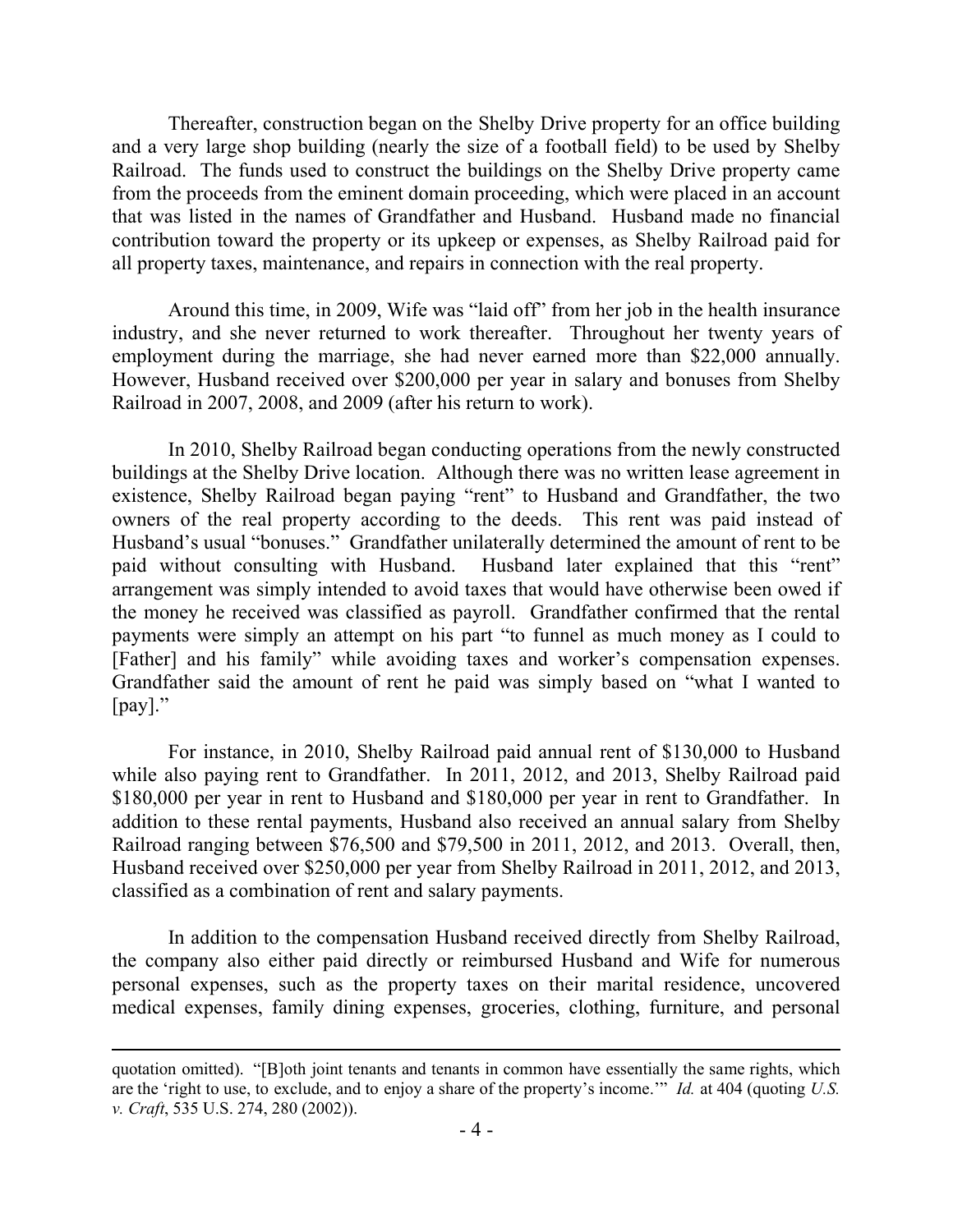Thereafter, construction began on the Shelby Drive property for an office building and a very large shop building (nearly the size of a football field) to be used by Shelby Railroad. The funds used to construct the buildings on the Shelby Drive property came from the proceeds from the eminent domain proceeding, which were placed in an account that was listed in the names of Grandfather and Husband. Husband made no financial contribution toward the property or its upkeep or expenses, as Shelby Railroad paid for all property taxes, maintenance, and repairs in connection with the real property.

Around this time, in 2009, Wife was "laid off" from her job in the health insurance industry, and she never returned to work thereafter. Throughout her twenty years of employment during the marriage, she had never earned more than $22,000 annually. However, Husband received over $200,000 per year in salary and bonuses from Shelby Railroad in 2007, 2008, and 2009 (after his return to work).

In 2010, Shelby Railroad began conducting operations from the newly constructed buildings at the Shelby Drive location. Although there was no written lease agreement in existence, Shelby Railroad began paying "rent" to Husband and Grandfather, the two owners of the real property according to the deeds. This rent was paid instead of Husband's usual "bonuses." Grandfather unilaterally determined the amount of rent to be paid without consulting with Husband. Husband later explained that this "rent" arrangement was simply intended to avoid taxes that would have otherwise been owed if the money he received was classified as payroll. Grandfather confirmed that the rental payments were simply an attempt on his part "to funnel as much money as I could to [Father] and his family" while avoiding taxes and worker's compensation expenses. Grandfather said the amount of rent he paid was simply based on "what I wanted to [pay]."

For instance, in 2010, Shelby Railroad paid annual rent of $130,000 to Husband while also paying rent to Grandfather. In 2011, 2012, and 2013, Shelby Railroad paid $180,000 per year in rent to Husband and $180,000 per year in rent to Grandfather. In addition to these rental payments, Husband also received an annual salary from Shelby Railroad ranging between $76,500 and $79,500 in 2011, 2012, and 2013. Overall, then, Husband received over $250,000 per year from Shelby Railroad in 2011, 2012, and 2013, classified as a combination of rent and salary payments.

In addition to the compensation Husband received directly from Shelby Railroad, the company also either paid directly or reimbursed Husband and Wife for numerous personal expenses, such as the property taxes on their marital residence, uncovered medical expenses, family dining expenses, groceries, clothing, furniture, and personal

---

quotation omitted). "[B]oth joint tenants and tenants in common have essentially the same rights, which are the 'right to use, to exclude, and to enjoy a share of the property's income.'" *Id.* at 404 (quoting *U.S. v. Craft*, 535 U.S. 274, 280 (2002)).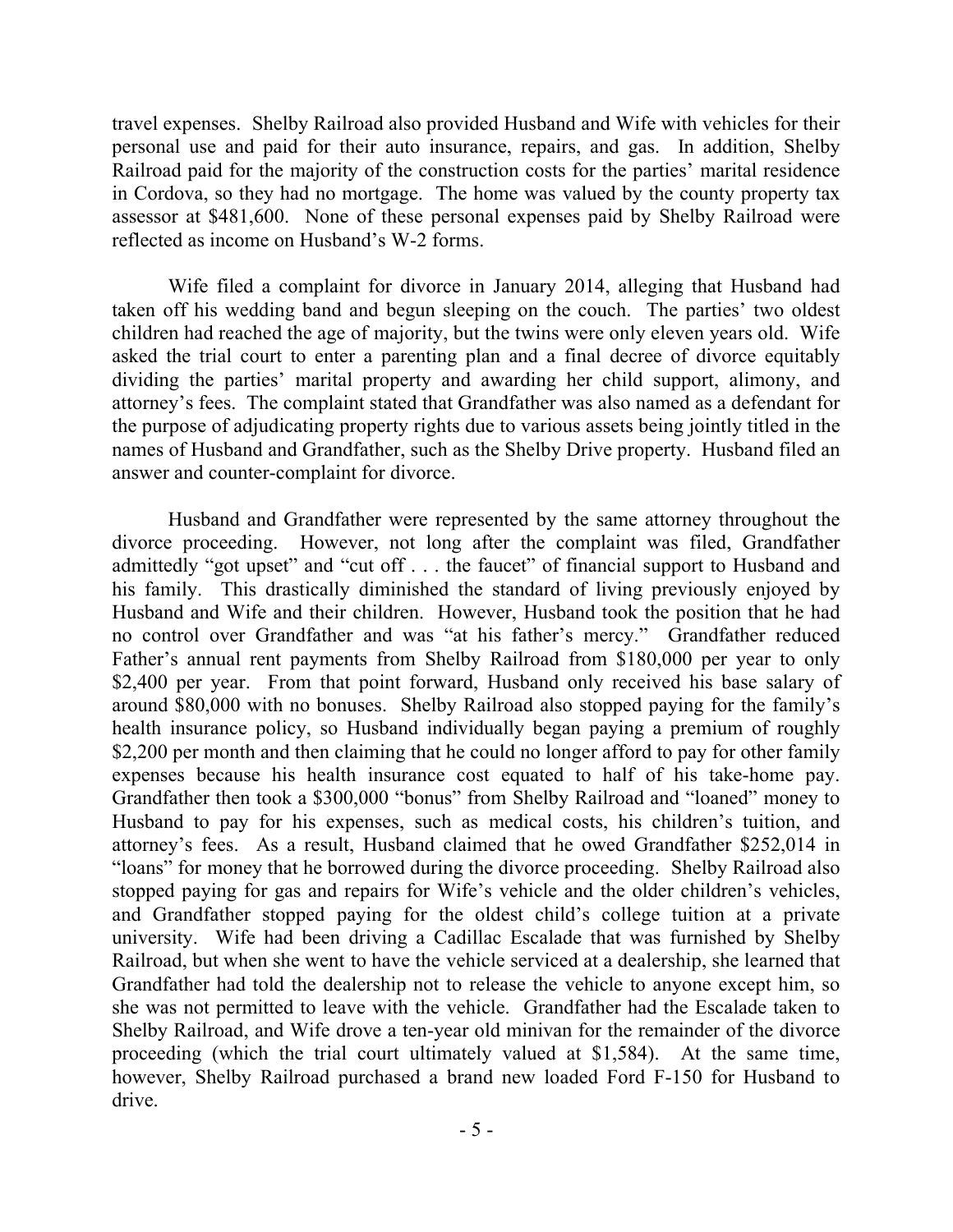travel expenses. Shelby Railroad also provided Husband and Wife with vehicles for their personal use and paid for their auto insurance, repairs, and gas. In addition, Shelby Railroad paid for the majority of the construction costs for the parties' marital residence in Cordova, so they had no mortgage. The home was valued by the county property tax assessor at $481,600. None of these personal expenses paid by Shelby Railroad were reflected as income on Husband's W-2 forms.

Wife filed a complaint for divorce in January 2014, alleging that Husband had taken off his wedding band and begun sleeping on the couch. The parties' two oldest children had reached the age of majority, but the twins were only eleven years old. Wife asked the trial court to enter a parenting plan and a final decree of divorce equitably dividing the parties' marital property and awarding her child support, alimony, and attorney's fees. The complaint stated that Grandfather was also named as a defendant for the purpose of adjudicating property rights due to various assets being jointly titled in the names of Husband and Grandfather, such as the Shelby Drive property. Husband filed an answer and counter-complaint for divorce.

Husband and Grandfather were represented by the same attorney throughout the divorce proceeding. However, not long after the complaint was filed, Grandfather admittedly "got upset" and "cut off . . . the faucet" of financial support to Husband and his family. This drastically diminished the standard of living previously enjoyed by Husband and Wife and their children. However, Husband took the position that he had no control over Grandfather and was "at his father's mercy." Grandfather reduced Father's annual rent payments from Shelby Railroad from $180,000 per year to only $2,400 per year. From that point forward, Husband only received his base salary of around $80,000 with no bonuses. Shelby Railroad also stopped paying for the family's health insurance policy, so Husband individually began paying a premium of roughly $2,200 per month and then claiming that he could no longer afford to pay for other family expenses because his health insurance cost equated to half of his take-home pay. Grandfather then took a $300,000 "bonus" from Shelby Railroad and "loaned" money to Husband to pay for his expenses, such as medical costs, his children's tuition, and attorney's fees. As a result, Husband claimed that he owed Grandfather $252,014 in "loans" for money that he borrowed during the divorce proceeding. Shelby Railroad also stopped paying for gas and repairs for Wife's vehicle and the older children's vehicles, and Grandfather stopped paying for the oldest child's college tuition at a private university. Wife had been driving a Cadillac Escalade that was furnished by Shelby Railroad, but when she went to have the vehicle serviced at a dealership, she learned that Grandfather had told the dealership not to release the vehicle to anyone except him, so she was not permitted to leave with the vehicle. Grandfather had the Escalade taken to Shelby Railroad, and Wife drove a ten-year old minivan for the remainder of the divorce proceeding (which the trial court ultimately valued at $1,584). At the same time, however, Shelby Railroad purchased a brand new loaded Ford F-150 for Husband to drive.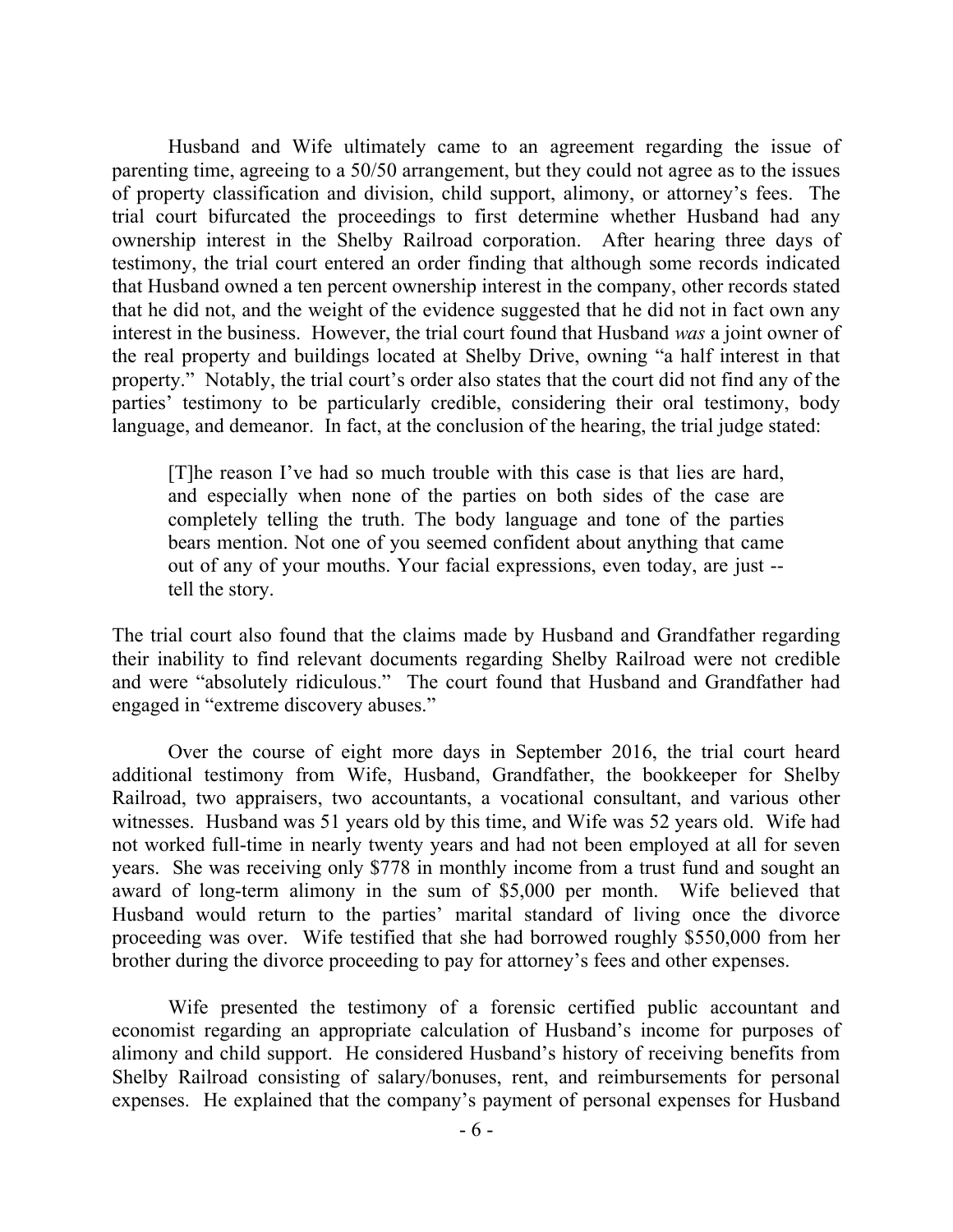Husband and Wife ultimately came to an agreement regarding the issue of parenting time, agreeing to a 50/50 arrangement, but they could not agree as to the issues of property classification and division, child support, alimony, or attorney's fees. The trial court bifurcated the proceedings to first determine whether Husband had any ownership interest in the Shelby Railroad corporation. After hearing three days of testimony, the trial court entered an order finding that although some records indicated that Husband owned a ten percent ownership interest in the company, other records stated that he did not, and the weight of the evidence suggested that he did not in fact own any interest in the business. However, the trial court found that Husband *was* a joint owner of the real property and buildings located at Shelby Drive, owning "a half interest in that property." Notably, the trial court's order also states that the court did not find any of the parties' testimony to be particularly credible, considering their oral testimony, body language, and demeanor. In fact, at the conclusion of the hearing, the trial judge stated:

> [T]he reason I've had so much trouble with this case is that lies are hard, and especially when none of the parties on both sides of the case are completely telling the truth. The body language and tone of the parties bears mention. Not one of you seemed confident about anything that came out of any of your mouths. Your facial expressions, even today, are just -- tell the story.

The trial court also found that the claims made by Husband and Grandfather regarding their inability to find relevant documents regarding Shelby Railroad were not credible and were "absolutely ridiculous." The court found that Husband and Grandfather had engaged in "extreme discovery abuses."

Over the course of eight more days in September 2016, the trial court heard additional testimony from Wife, Husband, Grandfather, the bookkeeper for Shelby Railroad, two appraisers, two accountants, a vocational consultant, and various other witnesses. Husband was 51 years old by this time, and Wife was 52 years old. Wife had not worked full-time in nearly twenty years and had not been employed at all for seven years. She was receiving only $778 in monthly income from a trust fund and sought an award of long-term alimony in the sum of $5,000 per month. Wife believed that Husband would return to the parties' marital standard of living once the divorce proceeding was over. Wife testified that she had borrowed roughly $550,000 from her brother during the divorce proceeding to pay for attorney's fees and other expenses.

Wife presented the testimony of a forensic certified public accountant and economist regarding an appropriate calculation of Husband's income for purposes of alimony and child support. He considered Husband's history of receiving benefits from Shelby Railroad consisting of salary/bonuses, rent, and reimbursements for personal expenses. He explained that the company's payment of personal expenses for Husband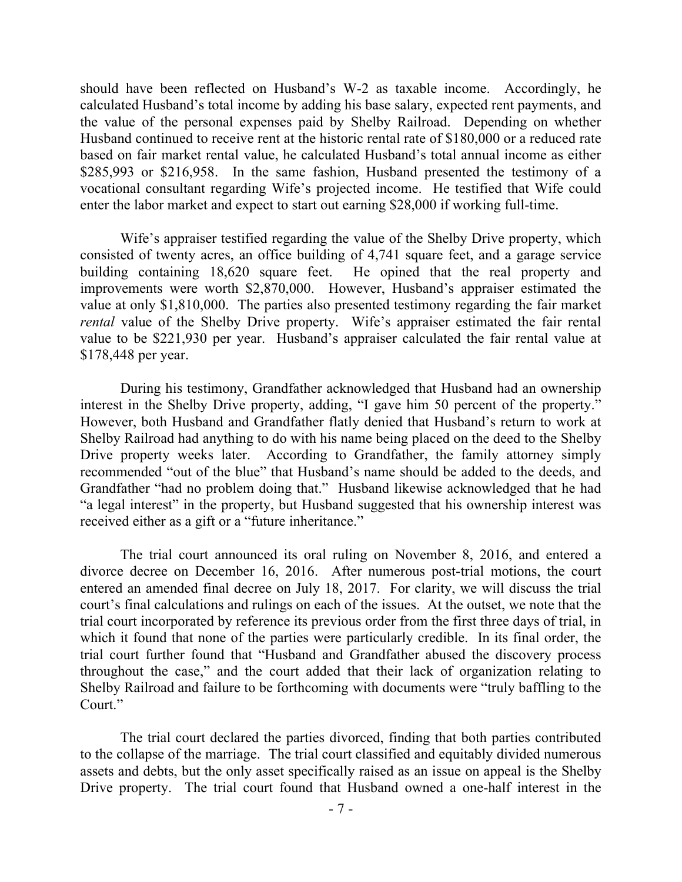should have been reflected on Husband's W-2 as taxable income. Accordingly, he calculated Husband's total income by adding his base salary, expected rent payments, and the value of the personal expenses paid by Shelby Railroad. Depending on whether Husband continued to receive rent at the historic rental rate of $180,000 or a reduced rate based on fair market rental value, he calculated Husband's total annual income as either $285,993 or $216,958. In the same fashion, Husband presented the testimony of a vocational consultant regarding Wife's projected income. He testified that Wife could enter the labor market and expect to start out earning $28,000 if working full-time.

Wife's appraiser testified regarding the value of the Shelby Drive property, which consisted of twenty acres, an office building of 4,741 square feet, and a garage service building containing 18,620 square feet. He opined that the real property and improvements were worth $2,870,000. However, Husband's appraiser estimated the value at only $1,810,000. The parties also presented testimony regarding the fair market *rental* value of the Shelby Drive property. Wife's appraiser estimated the fair rental value to be $221,930 per year. Husband's appraiser calculated the fair rental value at $178,448 per year.

During his testimony, Grandfather acknowledged that Husband had an ownership interest in the Shelby Drive property, adding, "I gave him 50 percent of the property." However, both Husband and Grandfather flatly denied that Husband's return to work at Shelby Railroad had anything to do with his name being placed on the deed to the Shelby Drive property weeks later. According to Grandfather, the family attorney simply recommended "out of the blue" that Husband's name should be added to the deeds, and Grandfather "had no problem doing that." Husband likewise acknowledged that he had "a legal interest" in the property, but Husband suggested that his ownership interest was received either as a gift or a "future inheritance."

The trial court announced its oral ruling on November 8, 2016, and entered a divorce decree on December 16, 2016. After numerous post-trial motions, the court entered an amended final decree on July 18, 2017. For clarity, we will discuss the trial court's final calculations and rulings on each of the issues. At the outset, we note that the trial court incorporated by reference its previous order from the first three days of trial, in which it found that none of the parties were particularly credible. In its final order, the trial court further found that "Husband and Grandfather abused the discovery process throughout the case," and the court added that their lack of organization relating to Shelby Railroad and failure to be forthcoming with documents were "truly baffling to the Court."

The trial court declared the parties divorced, finding that both parties contributed to the collapse of the marriage. The trial court classified and equitably divided numerous assets and debts, but the only asset specifically raised as an issue on appeal is the Shelby Drive property. The trial court found that Husband owned a one-half interest in the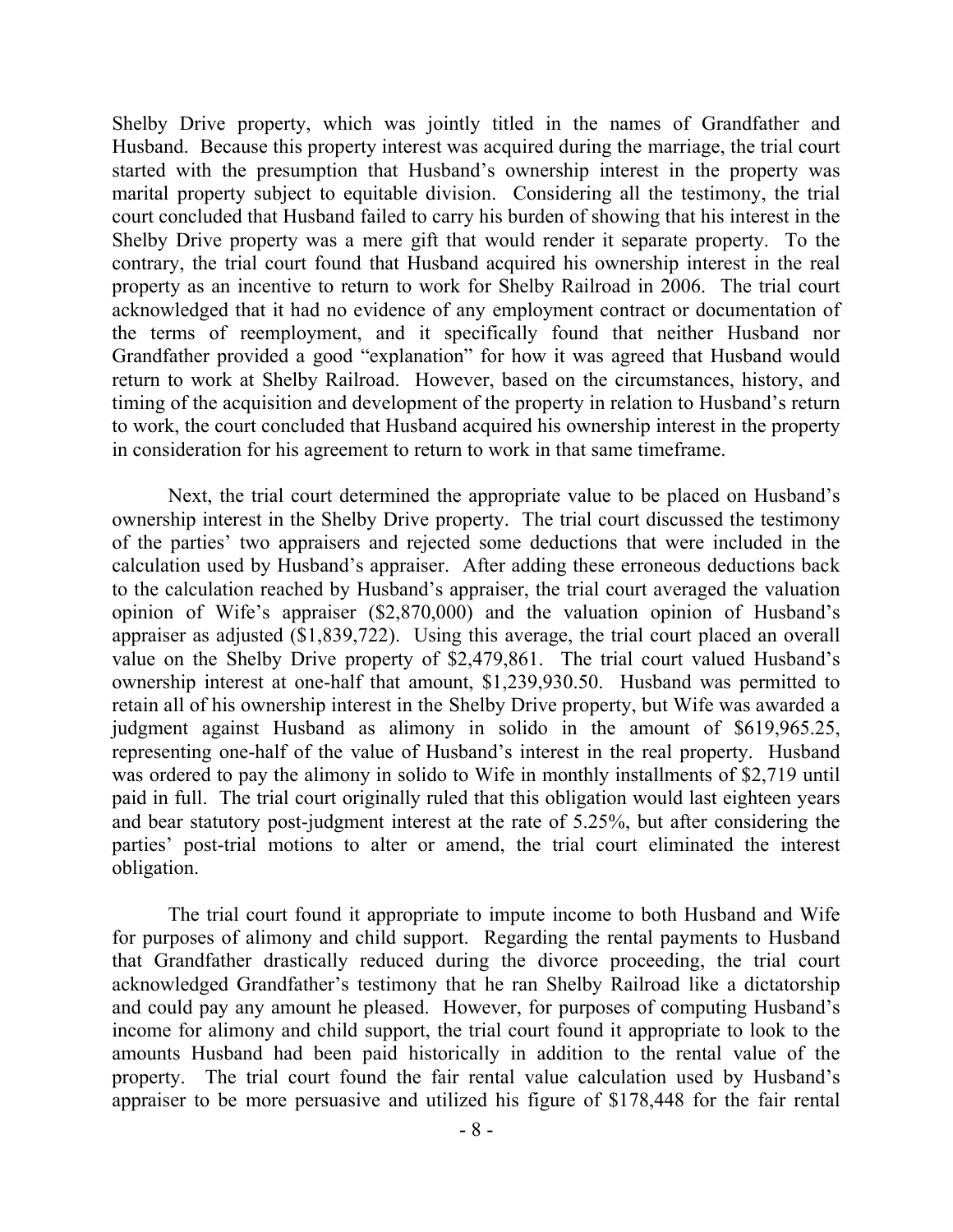Shelby Drive property, which was jointly titled in the names of Grandfather and Husband. Because this property interest was acquired during the marriage, the trial court started with the presumption that Husband's ownership interest in the property was marital property subject to equitable division. Considering all the testimony, the trial court concluded that Husband failed to carry his burden of showing that his interest in the Shelby Drive property was a mere gift that would render it separate property. To the contrary, the trial court found that Husband acquired his ownership interest in the real property as an incentive to return to work for Shelby Railroad in 2006. The trial court acknowledged that it had no evidence of any employment contract or documentation of the terms of reemployment, and it specifically found that neither Husband nor Grandfather provided a good "explanation" for how it was agreed that Husband would return to work at Shelby Railroad. However, based on the circumstances, history, and timing of the acquisition and development of the property in relation to Husband's return to work, the court concluded that Husband acquired his ownership interest in the property in consideration for his agreement to return to work in that same timeframe.

Next, the trial court determined the appropriate value to be placed on Husband's ownership interest in the Shelby Drive property. The trial court discussed the testimony of the parties' two appraisers and rejected some deductions that were included in the calculation used by Husband's appraiser. After adding these erroneous deductions back to the calculation reached by Husband's appraiser, the trial court averaged the valuation opinion of Wife's appraiser ($2,870,000) and the valuation opinion of Husband's appraiser as adjusted ($1,839,722). Using this average, the trial court placed an overall value on the Shelby Drive property of $2,479,861. The trial court valued Husband's ownership interest at one-half that amount, $1,239,930.50. Husband was permitted to retain all of his ownership interest in the Shelby Drive property, but Wife was awarded a judgment against Husband as alimony in solido in the amount of $619,965.25, representing one-half of the value of Husband's interest in the real property. Husband was ordered to pay the alimony in solido to Wife in monthly installments of $2,719 until paid in full. The trial court originally ruled that this obligation would last eighteen years and bear statutory post-judgment interest at the rate of 5.25%, but after considering the parties' post-trial motions to alter or amend, the trial court eliminated the interest obligation.

The trial court found it appropriate to impute income to both Husband and Wife for purposes of alimony and child support. Regarding the rental payments to Husband that Grandfather drastically reduced during the divorce proceeding, the trial court acknowledged Grandfather's testimony that he ran Shelby Railroad like a dictatorship and could pay any amount he pleased. However, for purposes of computing Husband's income for alimony and child support, the trial court found it appropriate to look to the amounts Husband had been paid historically in addition to the rental value of the property. The trial court found the fair rental value calculation used by Husband's appraiser to be more persuasive and utilized his figure of $178,448 for the fair rental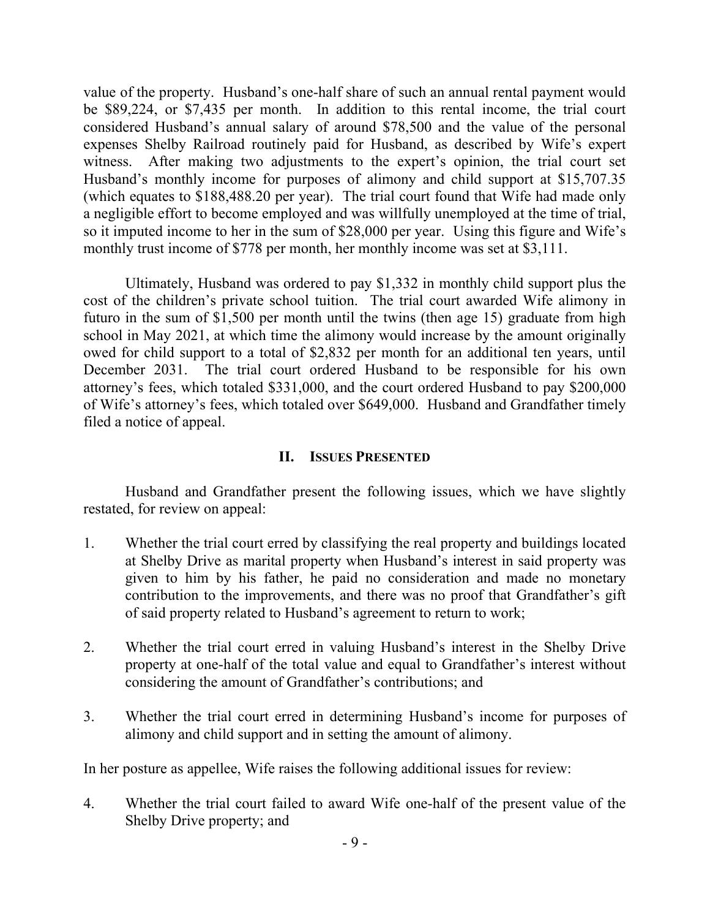value of the property. Husband's one-half share of such an annual rental payment would be $89,224, or $7,435 per month. In addition to this rental income, the trial court considered Husband's annual salary of around $78,500 and the value of the personal expenses Shelby Railroad routinely paid for Husband, as described by Wife's expert witness. After making two adjustments to the expert's opinion, the trial court set Husband's monthly income for purposes of alimony and child support at $15,707.35 (which equates to $188,488.20 per year). The trial court found that Wife had made only a negligible effort to become employed and was willfully unemployed at the time of trial, so it imputed income to her in the sum of $28,000 per year. Using this figure and Wife's monthly trust income of $778 per month, her monthly income was set at $3,111.

Ultimately, Husband was ordered to pay $1,332 in monthly child support plus the cost of the children's private school tuition. The trial court awarded Wife alimony in futuro in the sum of $1,500 per month until the twins (then age 15) graduate from high school in May 2021, at which time the alimony would increase by the amount originally owed for child support to a total of $2,832 per month for an additional ten years, until December 2031. The trial court ordered Husband to be responsible for his own attorney's fees, which totaled $331,000, and the court ordered Husband to pay $200,000 of Wife's attorney's fees, which totaled over $649,000. Husband and Grandfather timely filed a notice of appeal.

## II. Issues Presented

Husband and Grandfather present the following issues, which we have slightly restated, for review on appeal:

1. Whether the trial court erred by classifying the real property and buildings located at Shelby Drive as marital property when Husband's interest in said property was given to him by his father, he paid no consideration and made no monetary contribution to the improvements, and there was no proof that Grandfather's gift of said property related to Husband's agreement to return to work;

2. Whether the trial court erred in valuing Husband's interest in the Shelby Drive property at one-half of the total value and equal to Grandfather's interest without considering the amount of Grandfather's contributions; and

3. Whether the trial court erred in determining Husband's income for purposes of alimony and child support and in setting the amount of alimony.

In her posture as appellee, Wife raises the following additional issues for review:

4. Whether the trial court failed to award Wife one-half of the present value of the Shelby Drive property; and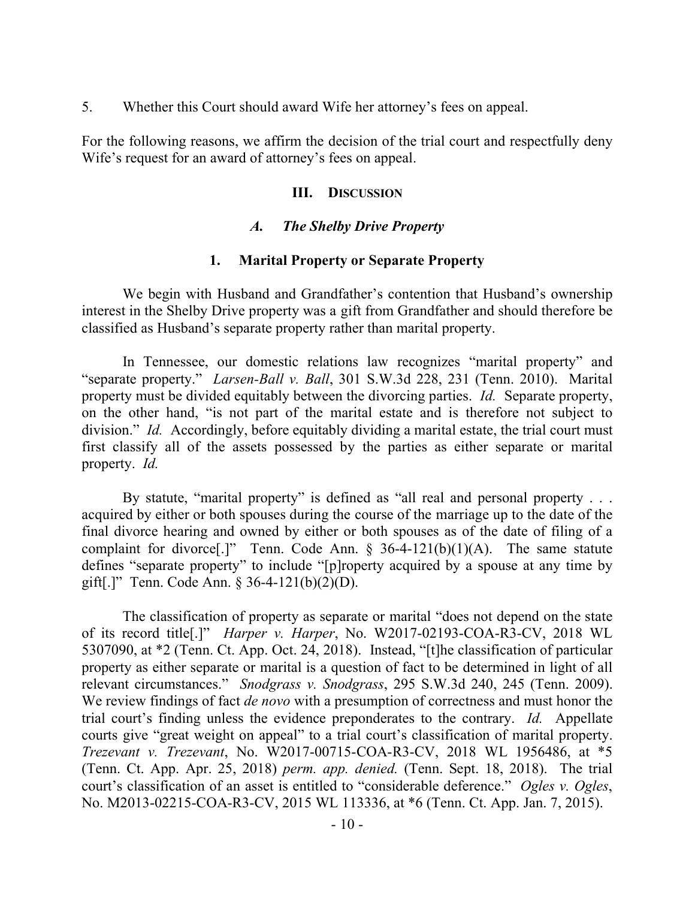5. Whether this Court should award Wife her attorney's fees on appeal.

For the following reasons, we affirm the decision of the trial court and respectfully deny Wife's request for an award of attorney's fees on appeal.

## III. DISCUSSION

### *A. The Shelby Drive Property*

#### 1. Marital Property or Separate Property

We begin with Husband and Grandfather's contention that Husband's ownership interest in the Shelby Drive property was a gift from Grandfather and should therefore be classified as Husband's separate property rather than marital property.

In Tennessee, our domestic relations law recognizes "marital property" and "separate property." *Larsen-Ball v. Ball*, 301 S.W.3d 228, 231 (Tenn. 2010). Marital property must be divided equitably between the divorcing parties. *Id.* Separate property, on the other hand, "is not part of the marital estate and is therefore not subject to division." *Id.* Accordingly, before equitably dividing a marital estate, the trial court must first classify all of the assets possessed by the parties as either separate or marital property. *Id.*

By statute, "marital property" is defined as "all real and personal property . . . acquired by either or both spouses during the course of the marriage up to the date of the final divorce hearing and owned by either or both spouses as of the date of filing of a complaint for divorce[.]" Tenn. Code Ann. § 36-4-121(b)(1)(A). The same statute defines "separate property" to include "[p]roperty acquired by a spouse at any time by gift[.]" Tenn. Code Ann. § 36-4-121(b)(2)(D).

The classification of property as separate or marital "does not depend on the state of its record title[.]" *Harper v. Harper*, No. W2017-02193-COA-R3-CV, 2018 WL 5307090, at *2 (Tenn. Ct. App. Oct. 24, 2018). Instead, "[t]he classification of particular property as either separate or marital is a question of fact to be determined in light of all relevant circumstances." *Snodgrass v. Snodgrass*, 295 S.W.3d 240, 245 (Tenn. 2009). We review findings of fact *de novo* with a presumption of correctness and must honor the trial court's finding unless the evidence preponderates to the contrary. *Id.* Appellate courts give "great weight on appeal" to a trial court's classification of marital property. *Trezevant v. Trezevant*, No. W2017-00715-COA-R3-CV, 2018 WL 1956486, at *5 (Tenn. Ct. App. Apr. 25, 2018) *perm. app. denied.* (Tenn. Sept. 18, 2018). The trial court's classification of an asset is entitled to "considerable deference." *Ogles v. Ogles*, No. M2013-02215-COA-R3-CV, 2015 WL 113336, at *6 (Tenn. Ct. App. Jan. 7, 2015).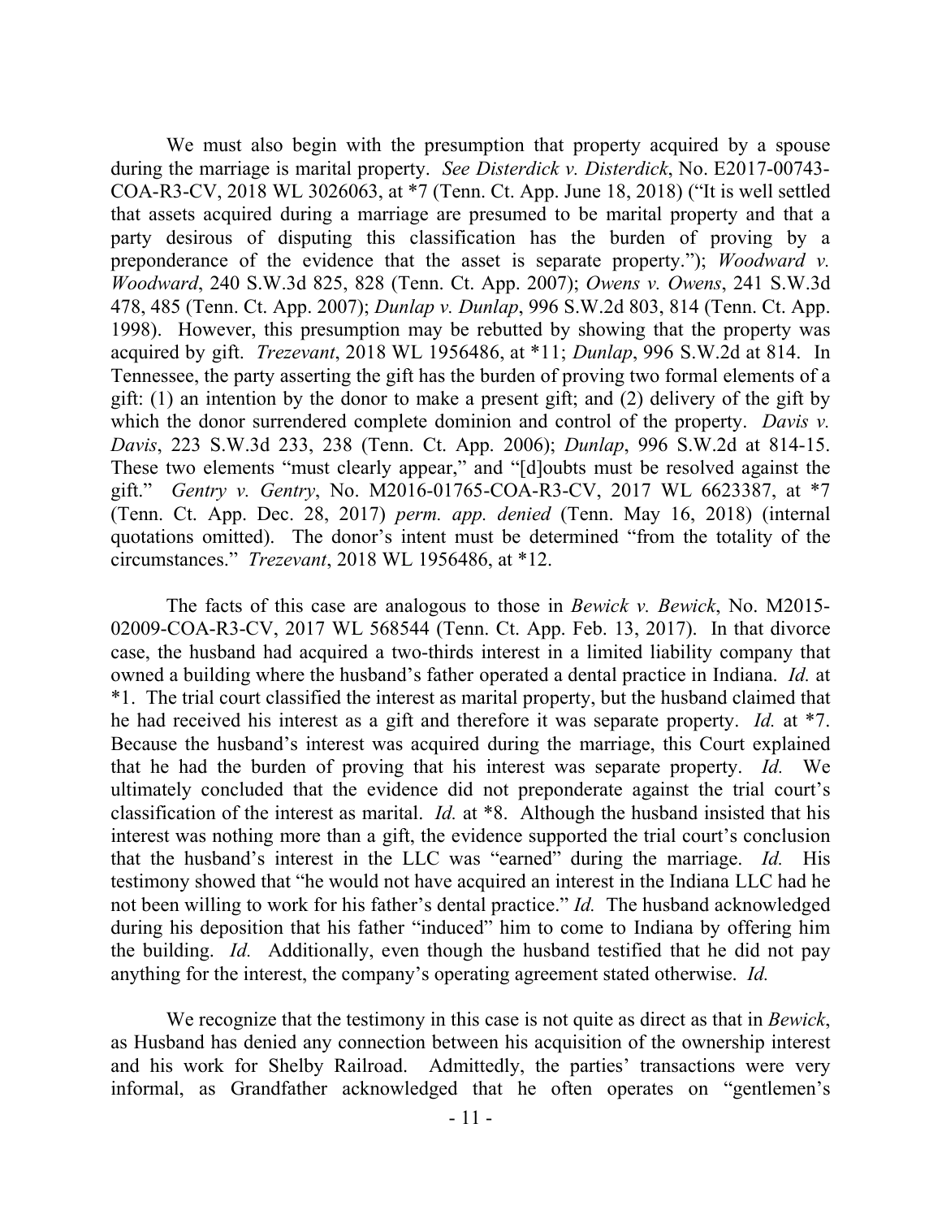We must also begin with the presumption that property acquired by a spouse during the marriage is marital property. *See Disterdick v. Disterdick*, No. E2017-00743-COA-R3-CV, 2018 WL 3026063, at *7 (Tenn. Ct. App. June 18, 2018) ("It is well settled that assets acquired during a marriage are presumed to be marital property and that a party desirous of disputing this classification has the burden of proving by a preponderance of the evidence that the asset is separate property."); *Woodward v. Woodward*, 240 S.W.3d 825, 828 (Tenn. Ct. App. 2007); *Owens v. Owens*, 241 S.W.3d 478, 485 (Tenn. Ct. App. 2007); *Dunlap v. Dunlap*, 996 S.W.2d 803, 814 (Tenn. Ct. App. 1998). However, this presumption may be rebutted by showing that the property was acquired by gift. *Trezevant*, 2018 WL 1956486, at *11; *Dunlap*, 996 S.W.2d at 814. In Tennessee, the party asserting the gift has the burden of proving two formal elements of a gift: (1) an intention by the donor to make a present gift; and (2) delivery of the gift by which the donor surrendered complete dominion and control of the property. *Davis v. Davis*, 223 S.W.3d 233, 238 (Tenn. Ct. App. 2006); *Dunlap*, 996 S.W.2d at 814-15. These two elements "must clearly appear," and "[d]oubts must be resolved against the gift." *Gentry v. Gentry*, No. M2016-01765-COA-R3-CV, 2017 WL 6623387, at *7 (Tenn. Ct. App. Dec. 28, 2017) *perm. app. denied* (Tenn. May 16, 2018) (internal quotations omitted). The donor's intent must be determined "from the totality of the circumstances." *Trezevant*, 2018 WL 1956486, at *12.

The facts of this case are analogous to those in *Bewick v. Bewick*, No. M2015-02009-COA-R3-CV, 2017 WL 568544 (Tenn. Ct. App. Feb. 13, 2017). In that divorce case, the husband had acquired a two-thirds interest in a limited liability company that owned a building where the husband's father operated a dental practice in Indiana. *Id.* at *1. The trial court classified the interest as marital property, but the husband claimed that he had received his interest as a gift and therefore it was separate property. *Id.* at *7. Because the husband's interest was acquired during the marriage, this Court explained that he had the burden of proving that his interest was separate property. *Id.* We ultimately concluded that the evidence did not preponderate against the trial court's classification of the interest as marital. *Id.* at *8. Although the husband insisted that his interest was nothing more than a gift, the evidence supported the trial court's conclusion that the husband's interest in the LLC was "earned" during the marriage. *Id.* His testimony showed that "he would not have acquired an interest in the Indiana LLC had he not been willing to work for his father's dental practice." *Id.* The husband acknowledged during his deposition that his father "induced" him to come to Indiana by offering him the building. *Id.* Additionally, even though the husband testified that he did not pay anything for the interest, the company's operating agreement stated otherwise. *Id.*

We recognize that the testimony in this case is not quite as direct as that in *Bewick*, as Husband has denied any connection between his acquisition of the ownership interest and his work for Shelby Railroad. Admittedly, the parties' transactions were very informal, as Grandfather acknowledged that he often operates on "gentlemen's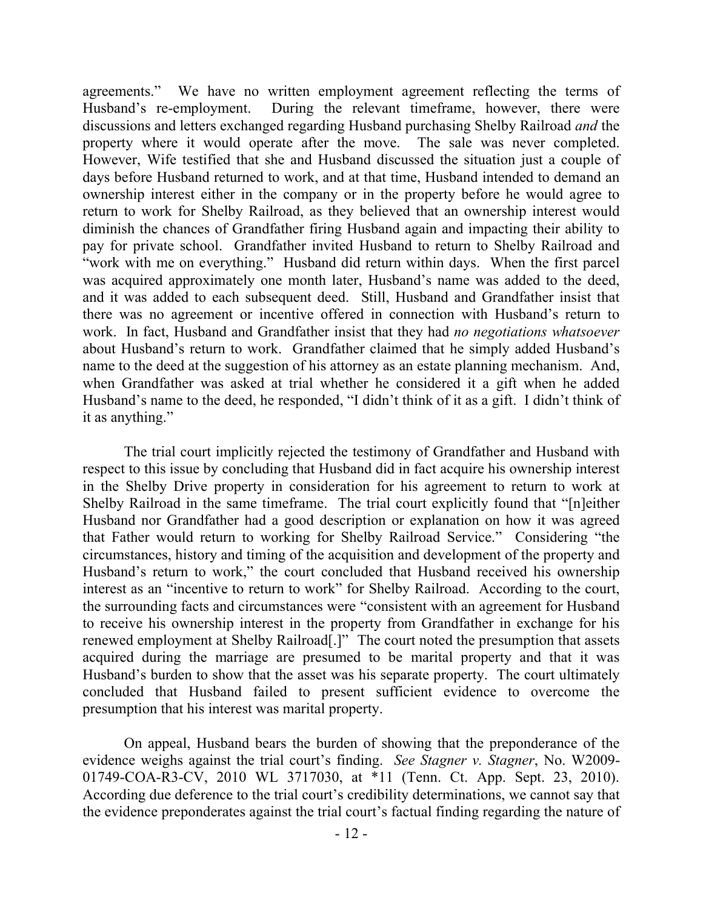agreements." We have no written employment agreement reflecting the terms of Husband's re-employment. During the relevant timeframe, however, there were discussions and letters exchanged regarding Husband purchasing Shelby Railroad *and* the property where it would operate after the move. The sale was never completed. However, Wife testified that she and Husband discussed the situation just a couple of days before Husband returned to work, and at that time, Husband intended to demand an ownership interest either in the company or in the property before he would agree to return to work for Shelby Railroad, as they believed that an ownership interest would diminish the chances of Grandfather firing Husband again and impacting their ability to pay for private school. Grandfather invited Husband to return to Shelby Railroad and "work with me on everything." Husband did return within days. When the first parcel was acquired approximately one month later, Husband's name was added to the deed, and it was added to each subsequent deed. Still, Husband and Grandfather insist that there was no agreement or incentive offered in connection with Husband's return to work. In fact, Husband and Grandfather insist that they had *no negotiations whatsoever* about Husband's return to work. Grandfather claimed that he simply added Husband's name to the deed at the suggestion of his attorney as an estate planning mechanism. And, when Grandfather was asked at trial whether he considered it a gift when he added Husband's name to the deed, he responded, "I didn't think of it as a gift. I didn't think of it as anything."

The trial court implicitly rejected the testimony of Grandfather and Husband with respect to this issue by concluding that Husband did in fact acquire his ownership interest in the Shelby Drive property in consideration for his agreement to return to work at Shelby Railroad in the same timeframe. The trial court explicitly found that "[n]either Husband nor Grandfather had a good description or explanation on how it was agreed that Father would return to working for Shelby Railroad Service." Considering "the circumstances, history and timing of the acquisition and development of the property and Husband's return to work," the court concluded that Husband received his ownership interest as an "incentive to return to work" for Shelby Railroad. According to the court, the surrounding facts and circumstances were "consistent with an agreement for Husband to receive his ownership interest in the property from Grandfather in exchange for his renewed employment at Shelby Railroad[.]" The court noted the presumption that assets acquired during the marriage are presumed to be marital property and that it was Husband's burden to show that the asset was his separate property. The court ultimately concluded that Husband failed to present sufficient evidence to overcome the presumption that his interest was marital property.

On appeal, Husband bears the burden of showing that the preponderance of the evidence weighs against the trial court's finding. *See Stagner v. Stagner*, No. W2009-01749-COA-R3-CV, 2010 WL 3717030, at *11 (Tenn. Ct. App. Sept. 23, 2010). According due deference to the trial court's credibility determinations, we cannot say that the evidence preponderates against the trial court's factual finding regarding the nature of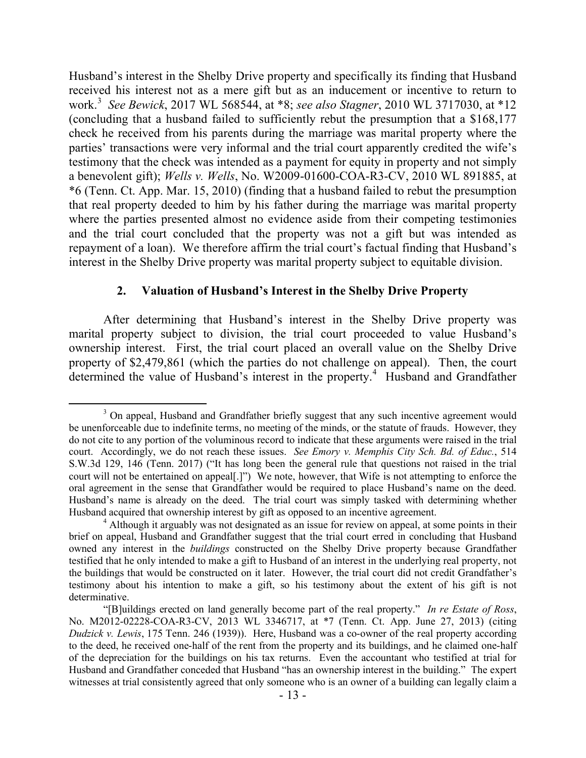Husband's interest in the Shelby Drive property and specifically its finding that Husband received his interest not as a mere gift but as an inducement or incentive to return to work.[3] *See Bewick*, 2017 WL 568544, at *8; *see also Stagner*, 2010 WL 3717030, at *12 (concluding that a husband failed to sufficiently rebut the presumption that a $168,177 check he received from his parents during the marriage was marital property where the parties' transactions were very informal and the trial court apparently credited the wife's testimony that the check was intended as a payment for equity in property and not simply a benevolent gift); *Wells v. Wells*, No. W2009-01600-COA-R3-CV, 2010 WL 891885, at *6 (Tenn. Ct. App. Mar. 15, 2010) (finding that a husband failed to rebut the presumption that real property deeded to him by his father during the marriage was marital property where the parties presented almost no evidence aside from their competing testimonies and the trial court concluded that the property was not a gift but was intended as repayment of a loan). We therefore affirm the trial court's factual finding that Husband's interest in the Shelby Drive property was marital property subject to equitable division.

### 2. Valuation of Husband's Interest in the Shelby Drive Property

After determining that Husband's interest in the Shelby Drive property was marital property subject to division, the trial court proceeded to value Husband's ownership interest. First, the trial court placed an overall value on the Shelby Drive property of $2,479,861 (which the parties do not challenge on appeal). Then, the court determined the value of Husband's interest in the property.[4] Husband and Grandfather

---

[3] On appeal, Husband and Grandfather briefly suggest that any such incentive agreement would be unenforceable due to indefinite terms, no meeting of the minds, or the statute of frauds. However, they do not cite to any portion of the voluminous record to indicate that these arguments were raised in the trial court. Accordingly, we do not reach these issues. *See Emory v. Memphis City Sch. Bd. of Educ.*, 514 S.W.3d 129, 146 (Tenn. 2017) ("It has long been the general rule that questions not raised in the trial court will not be entertained on appeal[.]") We note, however, that Wife is not attempting to enforce the oral agreement in the sense that Grandfather would be required to place Husband's name on the deed. Husband's name is already on the deed. The trial court was simply tasked with determining whether Husband acquired that ownership interest by gift as opposed to an incentive agreement.

[4] Although it arguably was not designated as an issue for review on appeal, at some points in their brief on appeal, Husband and Grandfather suggest that the trial court erred in concluding that Husband owned any interest in the *buildings* constructed on the Shelby Drive property because Grandfather testified that he only intended to make a gift to Husband of an interest in the underlying real property, not the buildings that would be constructed on it later. However, the trial court did not credit Grandfather's testimony about his intention to make a gift, so his testimony about the extent of his gift is not determinative.

"[B]uildings erected on land generally become part of the real property." *In re Estate of Ross*, No. M2012-02228-COA-R3-CV, 2013 WL 3346717, at *7 (Tenn. Ct. App. June 27, 2013) (citing *Dudzick v. Lewis*, 175 Tenn. 246 (1939)). Here, Husband was a co-owner of the real property according to the deed, he received one-half of the rent from the property and its buildings, and he claimed one-half of the depreciation for the buildings on his tax returns. Even the accountant who testified at trial for Husband and Grandfather conceded that Husband "has an ownership interest in the building." The expert witnesses at trial consistently agreed that only someone who is an owner of a building can legally claim a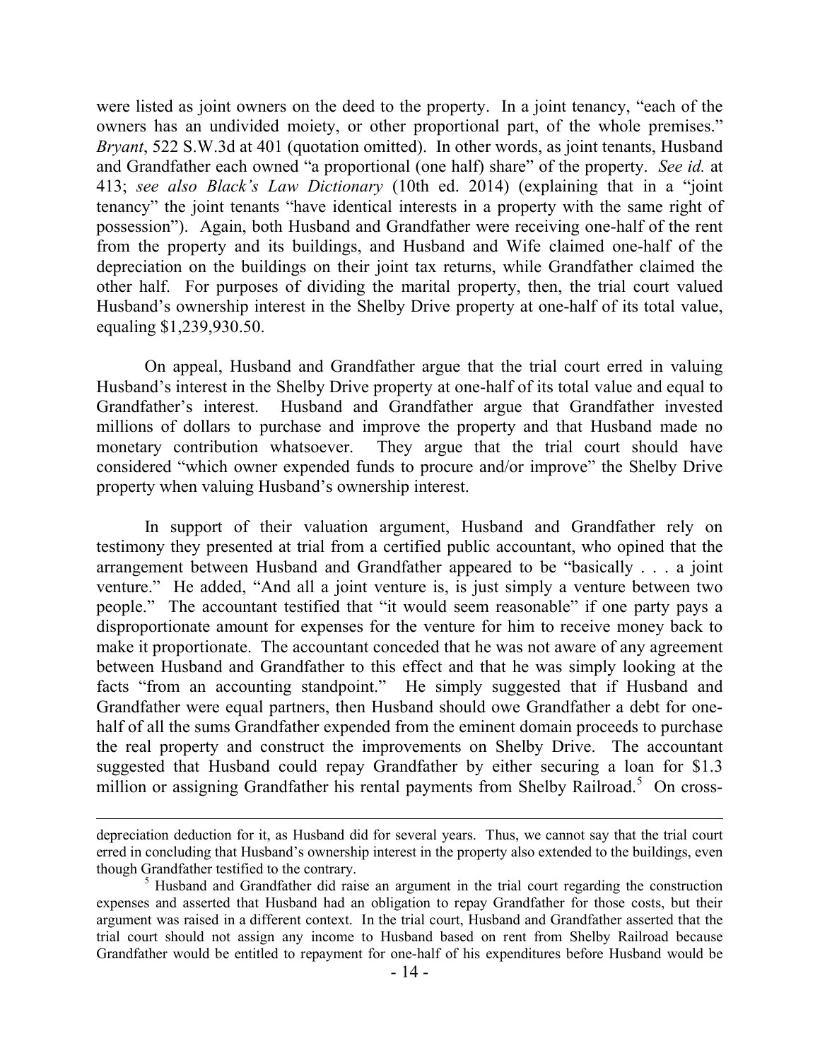were listed as joint owners on the deed to the property. In a joint tenancy, "each of the owners has an undivided moiety, or other proportional part, of the whole premises." *Bryant*, 522 S.W.3d at 401 (quotation omitted). In other words, as joint tenants, Husband and Grandfather each owned "a proportional (one half) share" of the property. *See id.* at 413; *see also Black's Law Dictionary* (10th ed. 2014) (explaining that in a "joint tenancy" the joint tenants "have identical interests in a property with the same right of possession"). Again, both Husband and Grandfather were receiving one-half of the rent from the property and its buildings, and Husband and Wife claimed one-half of the depreciation on the buildings on their joint tax returns, while Grandfather claimed the other half. For purposes of dividing the marital property, then, the trial court valued Husband's ownership interest in the Shelby Drive property at one-half of its total value, equaling $1,239,930.50.

On appeal, Husband and Grandfather argue that the trial court erred in valuing Husband's interest in the Shelby Drive property at one-half of its total value and equal to Grandfather's interest. Husband and Grandfather argue that Grandfather invested millions of dollars to purchase and improve the property and that Husband made no monetary contribution whatsoever. They argue that the trial court should have considered "which owner expended funds to procure and/or improve" the Shelby Drive property when valuing Husband's ownership interest.

In support of their valuation argument, Husband and Grandfather rely on testimony they presented at trial from a certified public accountant, who opined that the arrangement between Husband and Grandfather appeared to be "basically . . . a joint venture." He added, "And all a joint venture is, is just simply a venture between two people." The accountant testified that "it would seem reasonable" if one party pays a disproportionate amount for expenses for the venture for him to receive money back to make it proportionate. The accountant conceded that he was not aware of any agreement between Husband and Grandfather to this effect and that he was simply looking at the facts "from an accounting standpoint." He simply suggested that if Husband and Grandfather were equal partners, then Husband should owe Grandfather a debt for one-half of all the sums Grandfather expended from the eminent domain proceeds to purchase the real property and construct the improvements on Shelby Drive. The accountant suggested that Husband could repay Grandfather by either securing a loan for $1.3 million or assigning Grandfather his rental payments from Shelby Railroad.[5] On cross-

---

depreciation deduction for it, as Husband did for several years. Thus, we cannot say that the trial court erred in concluding that Husband's ownership interest in the property also extended to the buildings, even though Grandfather testified to the contrary.

[5] Husband and Grandfather did raise an argument in the trial court regarding the construction expenses and asserted that Husband had an obligation to repay Grandfather for those costs, but their argument was raised in a different context. In the trial court, Husband and Grandfather asserted that the trial court should not assign any income to Husband based on rent from Shelby Railroad because Grandfather would be entitled to repayment for one-half of his expenditures before Husband would be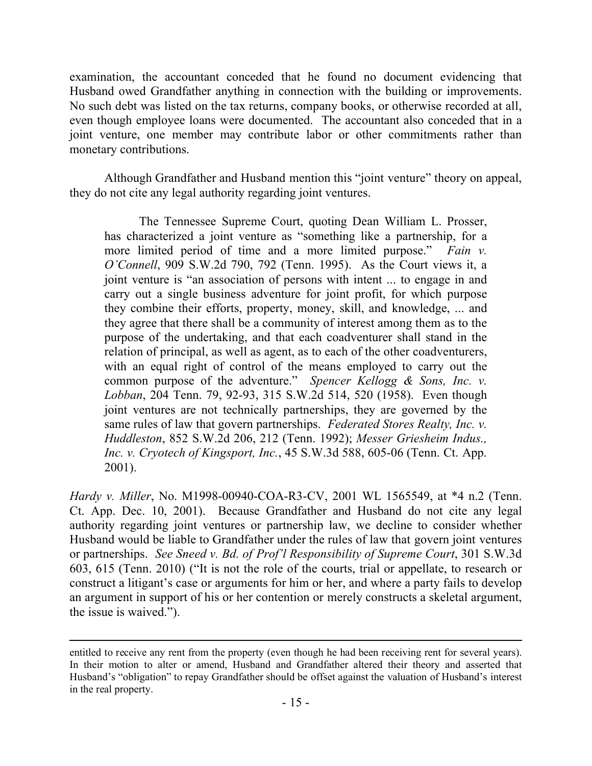examination, the accountant conceded that he found no document evidencing that Husband owed Grandfather anything in connection with the building or improvements. No such debt was listed on the tax returns, company books, or otherwise recorded at all, even though employee loans were documented. The accountant also conceded that in a joint venture, one member may contribute labor or other commitments rather than monetary contributions.

Although Grandfather and Husband mention this "joint venture" theory on appeal, they do not cite any legal authority regarding joint ventures.

> The Tennessee Supreme Court, quoting Dean William L. Prosser, has characterized a joint venture as "something like a partnership, for a more limited period of time and a more limited purpose." *Fain v. O'Connell*, 909 S.W.2d 790, 792 (Tenn. 1995). As the Court views it, a joint venture is "an association of persons with intent ... to engage in and carry out a single business adventure for joint profit, for which purpose they combine their efforts, property, money, skill, and knowledge, ... and they agree that there shall be a community of interest among them as to the purpose of the undertaking, and that each coadventurer shall stand in the relation of principal, as well as agent, as to each of the other coadventurers, with an equal right of control of the means employed to carry out the common purpose of the adventure." *Spencer Kellogg & Sons, Inc. v. Lobban*, 204 Tenn. 79, 92-93, 315 S.W.2d 514, 520 (1958). Even though joint ventures are not technically partnerships, they are governed by the same rules of law that govern partnerships. *Federated Stores Realty, Inc. v. Huddleston*, 852 S.W.2d 206, 212 (Tenn. 1992); *Messer Griesheim Indus., Inc. v. Cryotech of Kingsport, Inc.*, 45 S.W.3d 588, 605-06 (Tenn. Ct. App. 2001).

*Hardy v. Miller*, No. M1998-00940-COA-R3-CV, 2001 WL 1565549, at *4 n.2 (Tenn. Ct. App. Dec. 10, 2001). Because Grandfather and Husband do not cite any legal authority regarding joint ventures or partnership law, we decline to consider whether Husband would be liable to Grandfather under the rules of law that govern joint ventures or partnerships. *See Sneed v. Bd. of Prof'l Responsibility of Supreme Court*, 301 S.W.3d 603, 615 (Tenn. 2010) ("It is not the role of the courts, trial or appellate, to research or construct a litigant's case or arguments for him or her, and where a party fails to develop an argument in support of his or her contention or merely constructs a skeletal argument, the issue is waived.").

---

entitled to receive any rent from the property (even though he had been receiving rent for several years). In their motion to alter or amend, Husband and Grandfather altered their theory and asserted that Husband's "obligation" to repay Grandfather should be offset against the valuation of Husband's interest in the real property.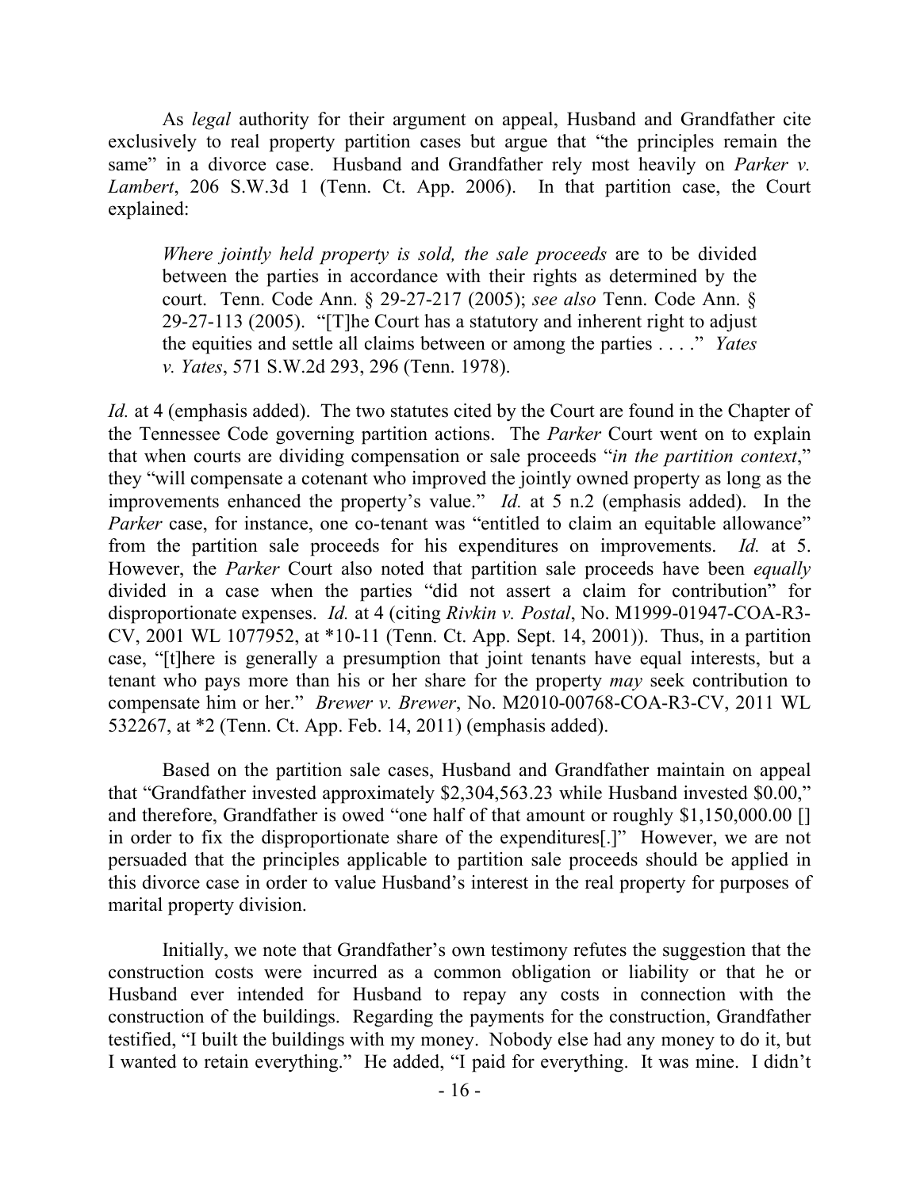As *legal* authority for their argument on appeal, Husband and Grandfather cite exclusively to real property partition cases but argue that "the principles remain the same" in a divorce case. Husband and Grandfather rely most heavily on *Parker v. Lambert*, 206 S.W.3d 1 (Tenn. Ct. App. 2006). In that partition case, the Court explained:

> *Where jointly held property is sold, the sale proceeds* are to be divided between the parties in accordance with their rights as determined by the court. Tenn. Code Ann. § 29-27-217 (2005); *see also* Tenn. Code Ann. § 29-27-113 (2005). "[T]he Court has a statutory and inherent right to adjust the equities and settle all claims between or among the parties . . . ." *Yates v. Yates*, 571 S.W.2d 293, 296 (Tenn. 1978).

*Id.* at 4 (emphasis added). The two statutes cited by the Court are found in the Chapter of the Tennessee Code governing partition actions. The *Parker* Court went on to explain that when courts are dividing compensation or sale proceeds "*in the partition context*," they "will compensate a cotenant who improved the jointly owned property as long as the improvements enhanced the property's value." *Id.* at 5 n.2 (emphasis added). In the *Parker* case, for instance, one co-tenant was "entitled to claim an equitable allowance" from the partition sale proceeds for his expenditures on improvements. *Id.* at 5. However, the *Parker* Court also noted that partition sale proceeds have been *equally* divided in a case when the parties "did not assert a claim for contribution" for disproportionate expenses. *Id.* at 4 (citing *Rivkin v. Postal*, No. M1999-01947-COA-R3-CV, 2001 WL 1077952, at *10-11 (Tenn. Ct. App. Sept. 14, 2001)). Thus, in a partition case, "[t]here is generally a presumption that joint tenants have equal interests, but a tenant who pays more than his or her share for the property *may* seek contribution to compensate him or her." *Brewer v. Brewer*, No. M2010-00768-COA-R3-CV, 2011 WL 532267, at *2 (Tenn. Ct. App. Feb. 14, 2011) (emphasis added).

Based on the partition sale cases, Husband and Grandfather maintain on appeal that "Grandfather invested approximately $2,304,563.23 while Husband invested $0.00," and therefore, Grandfather is owed "one half of that amount or roughly $1,150,000.00 [] in order to fix the disproportionate share of the expenditures[.]" However, we are not persuaded that the principles applicable to partition sale proceeds should be applied in this divorce case in order to value Husband's interest in the real property for purposes of marital property division.

Initially, we note that Grandfather's own testimony refutes the suggestion that the construction costs were incurred as a common obligation or liability or that he or Husband ever intended for Husband to repay any costs in connection with the construction of the buildings. Regarding the payments for the construction, Grandfather testified, "I built the buildings with my money. Nobody else had any money to do it, but I wanted to retain everything." He added, "I paid for everything. It was mine. I didn't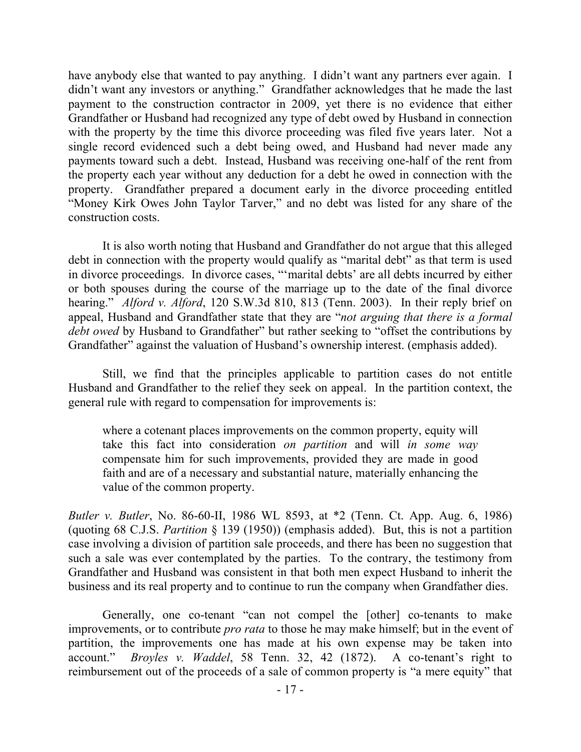have anybody else that wanted to pay anything. I didn't want any partners ever again. I didn't want any investors or anything." Grandfather acknowledges that he made the last payment to the construction contractor in 2009, yet there is no evidence that either Grandfather or Husband had recognized any type of debt owed by Husband in connection with the property by the time this divorce proceeding was filed five years later. Not a single record evidenced such a debt being owed, and Husband had never made any payments toward such a debt. Instead, Husband was receiving one-half of the rent from the property each year without any deduction for a debt he owed in connection with the property. Grandfather prepared a document early in the divorce proceeding entitled "Money Kirk Owes John Taylor Tarver," and no debt was listed for any share of the construction costs.

It is also worth noting that Husband and Grandfather do not argue that this alleged debt in connection with the property would qualify as "marital debt" as that term is used in divorce proceedings. In divorce cases, "'marital debts' are all debts incurred by either or both spouses during the course of the marriage up to the date of the final divorce hearing." *Alford v. Alford*, 120 S.W.3d 810, 813 (Tenn. 2003). In their reply brief on appeal, Husband and Grandfather state that they are "*not arguing that there is a formal debt owed* by Husband to Grandfather" but rather seeking to "offset the contributions by Grandfather" against the valuation of Husband's ownership interest. (emphasis added).

Still, we find that the principles applicable to partition cases do not entitle Husband and Grandfather to the relief they seek on appeal. In the partition context, the general rule with regard to compensation for improvements is:

> where a cotenant places improvements on the common property, equity will take this fact into consideration *on partition* and will *in some way* compensate him for such improvements, provided they are made in good faith and are of a necessary and substantial nature, materially enhancing the value of the common property.

*Butler v. Butler*, No. 86-60-II, 1986 WL 8593, at *2 (Tenn. Ct. App. Aug. 6, 1986) (quoting 68 C.J.S. *Partition* § 139 (1950)) (emphasis added). But, this is not a partition case involving a division of partition sale proceeds, and there has been no suggestion that such a sale was ever contemplated by the parties. To the contrary, the testimony from Grandfather and Husband was consistent in that both men expect Husband to inherit the business and its real property and to continue to run the company when Grandfather dies.

Generally, one co-tenant "can not compel the [other] co-tenants to make improvements, or to contribute *pro rata* to those he may make himself; but in the event of partition, the improvements one has made at his own expense may be taken into account." *Broyles v. Waddel*, 58 Tenn. 32, 42 (1872). A co-tenant's right to reimbursement out of the proceeds of a sale of common property is "a mere equity" that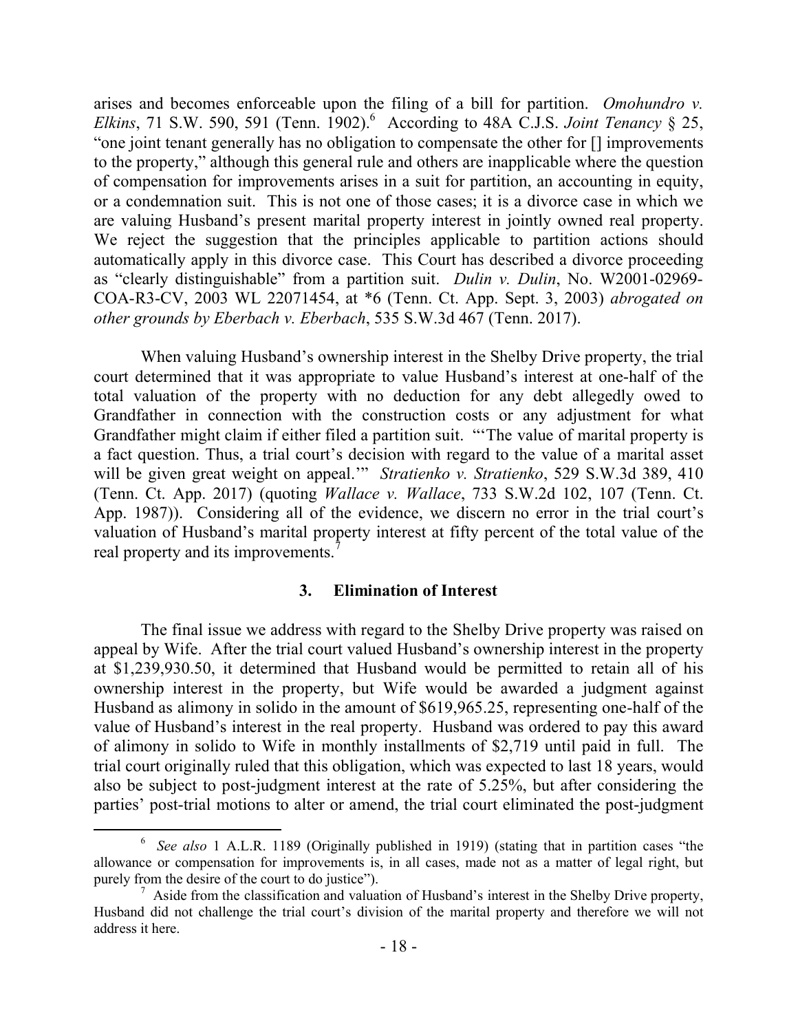arises and becomes enforceable upon the filing of a bill for partition. *Omohundro v. Elkins*, 71 S.W. 590, 591 (Tenn. 1902).[6] According to 48A C.J.S. *Joint Tenancy* § 25, "one joint tenant generally has no obligation to compensate the other for [] improvements to the property," although this general rule and others are inapplicable where the question of compensation for improvements arises in a suit for partition, an accounting in equity, or a condemnation suit. This is not one of those cases; it is a divorce case in which we are valuing Husband's present marital property interest in jointly owned real property. We reject the suggestion that the principles applicable to partition actions should automatically apply in this divorce case. This Court has described a divorce proceeding as "clearly distinguishable" from a partition suit. *Dulin v. Dulin*, No. W2001-02969-COA-R3-CV, 2003 WL 22071454, at *6 (Tenn. Ct. App. Sept. 3, 2003) *abrogated on other grounds by Eberbach v. Eberbach*, 535 S.W.3d 467 (Tenn. 2017).

When valuing Husband's ownership interest in the Shelby Drive property, the trial court determined that it was appropriate to value Husband's interest at one-half of the total valuation of the property with no deduction for any debt allegedly owed to Grandfather in connection with the construction costs or any adjustment for what Grandfather might claim if either filed a partition suit. "'The value of marital property is a fact question. Thus, a trial court's decision with regard to the value of a marital asset will be given great weight on appeal.'" *Stratienko v. Stratienko*, 529 S.W.3d 389, 410 (Tenn. Ct. App. 2017) (quoting *Wallace v. Wallace*, 733 S.W.2d 102, 107 (Tenn. Ct. App. 1987)). Considering all of the evidence, we discern no error in the trial court's valuation of Husband's marital property interest at fifty percent of the total value of the real property and its improvements.[7]

### 3. Elimination of Interest

The final issue we address with regard to the Shelby Drive property was raised on appeal by Wife. After the trial court valued Husband's ownership interest in the property at $1,239,930.50, it determined that Husband would be permitted to retain all of his ownership interest in the property, but Wife would be awarded a judgment against Husband as alimony in solido in the amount of $619,965.25, representing one-half of the value of Husband's interest in the real property. Husband was ordered to pay this award of alimony in solido to Wife in monthly installments of $2,719 until paid in full. The trial court originally ruled that this obligation, which was expected to last 18 years, would also be subject to post-judgment interest at the rate of 5.25%, but after considering the parties' post-trial motions to alter or amend, the trial court eliminated the post-judgment

---

[6] *See also* 1 A.L.R. 1189 (Originally published in 1919) (stating that in partition cases "the allowance or compensation for improvements is, in all cases, made not as a matter of legal right, but purely from the desire of the court to do justice").

[7] Aside from the classification and valuation of Husband's interest in the Shelby Drive property, Husband did not challenge the trial court's division of the marital property and therefore we will not address it here.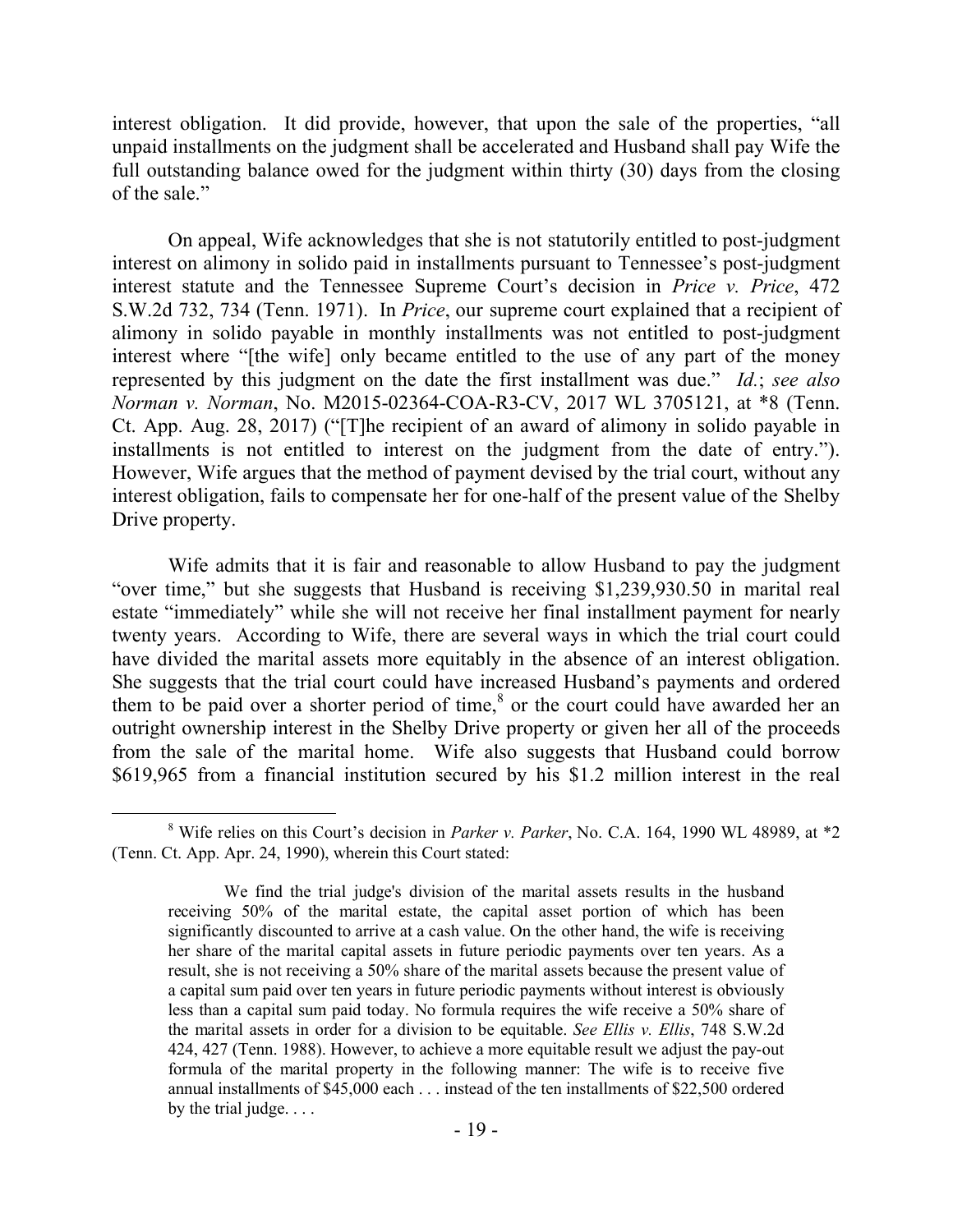interest obligation. It did provide, however, that upon the sale of the properties, "all unpaid installments on the judgment shall be accelerated and Husband shall pay Wife the full outstanding balance owed for the judgment within thirty (30) days from the closing of the sale."

On appeal, Wife acknowledges that she is not statutorily entitled to post-judgment interest on alimony in solido paid in installments pursuant to Tennessee's post-judgment interest statute and the Tennessee Supreme Court's decision in *Price v. Price*, 472 S.W.2d 732, 734 (Tenn. 1971). In *Price*, our supreme court explained that a recipient of alimony in solido payable in monthly installments was not entitled to post-judgment interest where "[the wife] only became entitled to the use of any part of the money represented by this judgment on the date the first installment was due." *Id.*; *see also Norman v. Norman*, No. M2015-02364-COA-R3-CV, 2017 WL 3705121, at *8 (Tenn. Ct. App. Aug. 28, 2017) ("[T]he recipient of an award of alimony in solido payable in installments is not entitled to interest on the judgment from the date of entry."). However, Wife argues that the method of payment devised by the trial court, without any interest obligation, fails to compensate her for one-half of the present value of the Shelby Drive property.

Wife admits that it is fair and reasonable to allow Husband to pay the judgment "over time," but she suggests that Husband is receiving $1,239,930.50 in marital real estate "immediately" while she will not receive her final installment payment for nearly twenty years. According to Wife, there are several ways in which the trial court could have divided the marital assets more equitably in the absence of an interest obligation. She suggests that the trial court could have increased Husband's payments and ordered them to be paid over a shorter period of time,[8] or the court could have awarded her an outright ownership interest in the Shelby Drive property or given her all of the proceeds from the sale of the marital home. Wife also suggests that Husband could borrow $619,965 from a financial institution secured by his $1.2 million interest in the real

---

[8] Wife relies on this Court's decision in *Parker v. Parker*, No. C.A. 164, 1990 WL 48989, at *2 (Tenn. Ct. App. Apr. 24, 1990), wherein this Court stated:

> We find the trial judge's division of the marital assets results in the husband receiving 50% of the marital estate, the capital asset portion of which has been significantly discounted to arrive at a cash value. On the other hand, the wife is receiving her share of the marital capital assets in future periodic payments over ten years. As a result, she is not receiving a 50% share of the marital assets because the present value of a capital sum paid over ten years in future periodic payments without interest is obviously less than a capital sum paid today. No formula requires the wife receive a 50% share of the marital assets in order for a division to be equitable. *See Ellis v. Ellis*, 748 S.W.2d 424, 427 (Tenn. 1988). However, to achieve a more equitable result we adjust the pay-out formula of the marital property in the following manner: The wife is to receive five annual installments of $45,000 each . . . instead of the ten installments of $22,500 ordered by the trial judge. . . .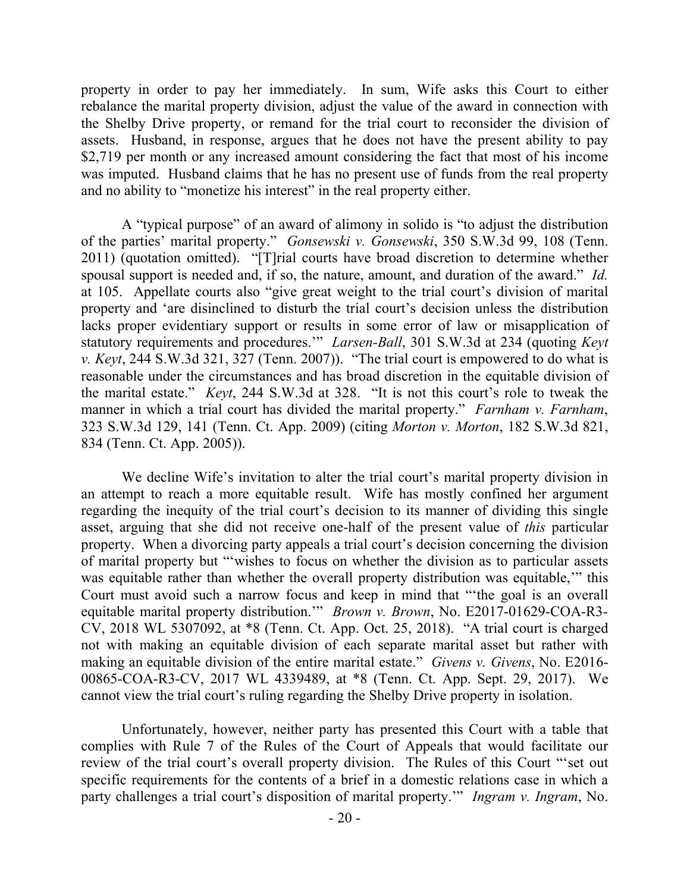property in order to pay her immediately. In sum, Wife asks this Court to either rebalance the marital property division, adjust the value of the award in connection with the Shelby Drive property, or remand for the trial court to reconsider the division of assets. Husband, in response, argues that he does not have the present ability to pay $2,719 per month or any increased amount considering the fact that most of his income was imputed. Husband claims that he has no present use of funds from the real property and no ability to "monetize his interest" in the real property either.

A "typical purpose" of an award of alimony in solido is "to adjust the distribution of the parties' marital property." *Gonsewski v. Gonsewski*, 350 S.W.3d 99, 108 (Tenn. 2011) (quotation omitted). "[T]rial courts have broad discretion to determine whether spousal support is needed and, if so, the nature, amount, and duration of the award." *Id.* at 105. Appellate courts also "give great weight to the trial court's division of marital property and 'are disinclined to disturb the trial court's decision unless the distribution lacks proper evidentiary support or results in some error of law or misapplication of statutory requirements and procedures.'" *Larsen-Ball*, 301 S.W.3d at 234 (quoting *Keyt v. Keyt*, 244 S.W.3d 321, 327 (Tenn. 2007)). "The trial court is empowered to do what is reasonable under the circumstances and has broad discretion in the equitable division of the marital estate." *Keyt*, 244 S.W.3d at 328. "It is not this court's role to tweak the manner in which a trial court has divided the marital property." *Farnham v. Farnham*, 323 S.W.3d 129, 141 (Tenn. Ct. App. 2009) (citing *Morton v. Morton*, 182 S.W.3d 821, 834 (Tenn. Ct. App. 2005)).

We decline Wife's invitation to alter the trial court's marital property division in an attempt to reach a more equitable result. Wife has mostly confined her argument regarding the inequity of the trial court's decision to its manner of dividing this single asset, arguing that she did not receive one-half of the present value of *this* particular property. When a divorcing party appeals a trial court's decision concerning the division of marital property but "'wishes to focus on whether the division as to particular assets was equitable rather than whether the overall property distribution was equitable,'" this Court must avoid such a narrow focus and keep in mind that "'the goal is an overall equitable marital property distribution.'" *Brown v. Brown*, No. E2017-01629-COA-R3-CV, 2018 WL 5307092, at *8 (Tenn. Ct. App. Oct. 25, 2018). "A trial court is charged not with making an equitable division of each separate marital asset but rather with making an equitable division of the entire marital estate." *Givens v. Givens*, No. E2016-00865-COA-R3-CV, 2017 WL 4339489, at *8 (Tenn. Ct. App. Sept. 29, 2017). We cannot view the trial court's ruling regarding the Shelby Drive property in isolation.

Unfortunately, however, neither party has presented this Court with a table that complies with Rule 7 of the Rules of the Court of Appeals that would facilitate our review of the trial court's overall property division. The Rules of this Court "'set out specific requirements for the contents of a brief in a domestic relations case in which a party challenges a trial court's disposition of marital property.'" *Ingram v. Ingram*, No.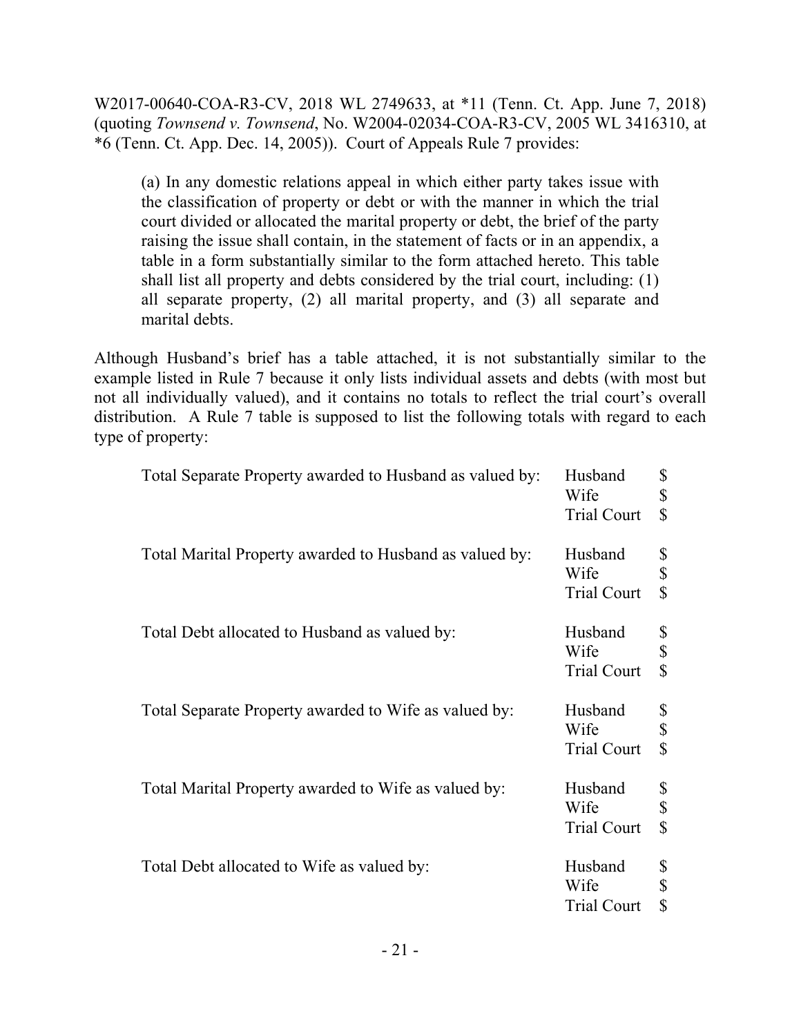W2017-00640-COA-R3-CV, 2018 WL 2749633, at *11 (Tenn. Ct. App. June 7, 2018) (quoting *Townsend v. Townsend*, No. W2004-02034-COA-R3-CV, 2005 WL 3416310, at *6 (Tenn. Ct. App. Dec. 14, 2005)). Court of Appeals Rule 7 provides:

> (a) In any domestic relations appeal in which either party takes issue with the classification of property or debt or with the manner in which the trial court divided or allocated the marital property or debt, the brief of the party raising the issue shall contain, in the statement of facts or in an appendix, a table in a form substantially similar to the form attached hereto. This table shall list all property and debts considered by the trial court, including: (1) all separate property, (2) all marital property, and (3) all separate and marital debts.

Although Husband's brief has a table attached, it is not substantially similar to the example listed in Rule 7 because it only lists individual assets and debts (with most but not all individually valued), and it contains no totals to reflect the trial court's overall distribution. A Rule 7 table is supposed to list the following totals with regard to each type of property:

| | | |
|---|---|---|
| Total Separate Property awarded to Husband as valued by: | Husband | $ |
| | Wife | $ |
| | Trial Court | $ |
| Total Marital Property awarded to Husband as valued by: | Husband | $ |
| | Wife | $ |
| | Trial Court | $ |
| Total Debt allocated to Husband as valued by: | Husband | $ |
| | Wife | $ |
| | Trial Court | $ |
| Total Separate Property awarded to Wife as valued by: | Husband | $ |
| | Wife | $ |
| | Trial Court | $ |
| Total Marital Property awarded to Wife as valued by: | Husband | $ |
| | Wife | $ |
| | Trial Court | $ |
| Total Debt allocated to Wife as valued by: | Husband | $ |
| | Wife | $ |
| | Trial Court | $ |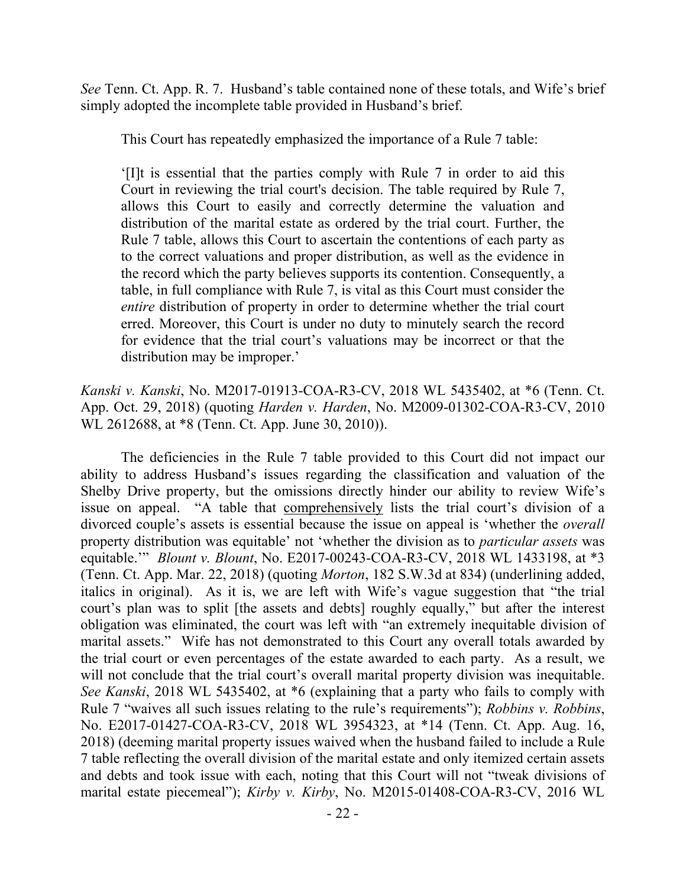*See* Tenn. Ct. App. R. 7. Husband's table contained none of these totals, and Wife's brief simply adopted the incomplete table provided in Husband's brief.

This Court has repeatedly emphasized the importance of a Rule 7 table:

> '[I]t is essential that the parties comply with Rule 7 in order to aid this Court in reviewing the trial court's decision. The table required by Rule 7, allows this Court to easily and correctly determine the valuation and distribution of the marital estate as ordered by the trial court. Further, the Rule 7 table, allows this Court to ascertain the contentions of each party as to the correct valuations and proper distribution, as well as the evidence in the record which the party believes supports its contention. Consequently, a table, in full compliance with Rule 7, is vital as this Court must consider the *entire* distribution of property in order to determine whether the trial court erred. Moreover, this Court is under no duty to minutely search the record for evidence that the trial court's valuations may be incorrect or that the distribution may be improper.'

*Kanski v. Kanski*, No. M2017-01913-COA-R3-CV, 2018 WL 5435402, at *6 (Tenn. Ct. App. Oct. 29, 2018) (quoting *Harden v. Harden*, No. M2009-01302-COA-R3-CV, 2010 WL 2612688, at *8 (Tenn. Ct. App. June 30, 2010)).

The deficiencies in the Rule 7 table provided to this Court did not impact our ability to address Husband's issues regarding the classification and valuation of the Shelby Drive property, but the omissions directly hinder our ability to review Wife's issue on appeal. "A table that <u>comprehensively</u> lists the trial court's division of a divorced couple's assets is essential because the issue on appeal is 'whether the *overall* property distribution was equitable' not 'whether the division as to *particular assets* was equitable.'" *Blount v. Blount*, No. E2017-00243-COA-R3-CV, 2018 WL 1433198, at *3 (Tenn. Ct. App. Mar. 22, 2018) (quoting *Morton*, 182 S.W.3d at 834) (underlining added, italics in original). As it is, we are left with Wife's vague suggestion that "the trial court's plan was to split [the assets and debts] roughly equally," but after the interest obligation was eliminated, the court was left with "an extremely inequitable division of marital assets." Wife has not demonstrated to this Court any overall totals awarded by the trial court or even percentages of the estate awarded to each party. As a result, we will not conclude that the trial court's overall marital property division was inequitable. *See Kanski*, 2018 WL 5435402, at *6 (explaining that a party who fails to comply with Rule 7 "waives all such issues relating to the rule's requirements"); *Robbins v. Robbins*, No. E2017-01427-COA-R3-CV, 2018 WL 3954323, at *14 (Tenn. Ct. App. Aug. 16, 2018) (deeming marital property issues waived when the husband failed to include a Rule 7 table reflecting the overall division of the marital estate and only itemized certain assets and debts and took issue with each, noting that this Court will not "tweak divisions of marital estate piecemeal"); *Kirby v. Kirby*, No. M2015-01408-COA-R3-CV, 2016 WL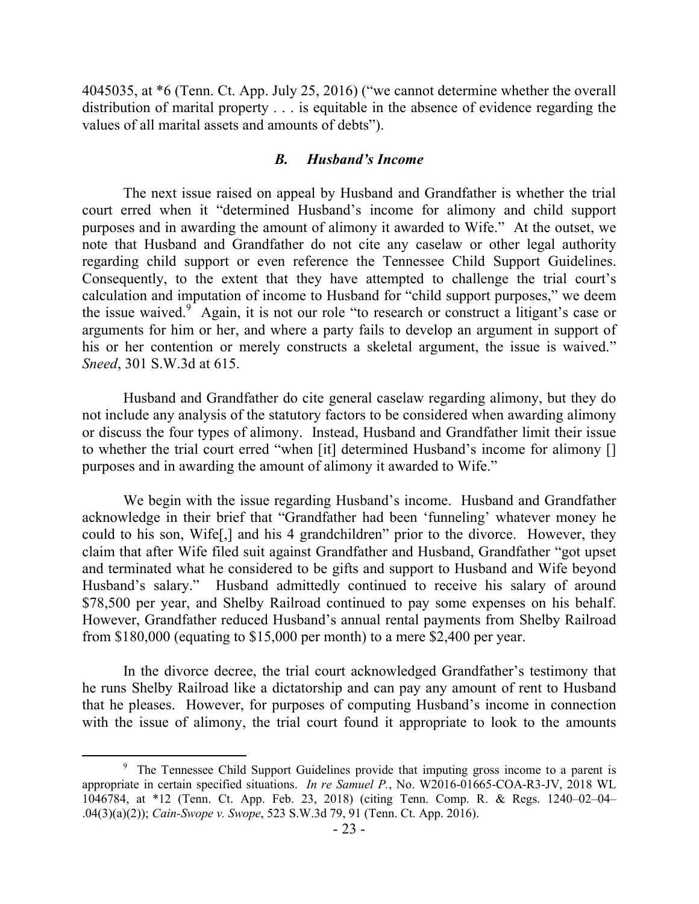4045035, at *6 (Tenn. Ct. App. July 25, 2016) ("we cannot determine whether the overall distribution of marital property . . . is equitable in the absence of evidence regarding the values of all marital assets and amounts of debts").

### *B. Husband's Income*

The next issue raised on appeal by Husband and Grandfather is whether the trial court erred when it "determined Husband's income for alimony and child support purposes and in awarding the amount of alimony it awarded to Wife." At the outset, we note that Husband and Grandfather do not cite any caselaw or other legal authority regarding child support or even reference the Tennessee Child Support Guidelines. Consequently, to the extent that they have attempted to challenge the trial court's calculation and imputation of income to Husband for "child support purposes," we deem the issue waived.[9] Again, it is not our role "to research or construct a litigant's case or arguments for him or her, and where a party fails to develop an argument in support of his or her contention or merely constructs a skeletal argument, the issue is waived." *Sneed*, 301 S.W.3d at 615.

Husband and Grandfather do cite general caselaw regarding alimony, but they do not include any analysis of the statutory factors to be considered when awarding alimony or discuss the four types of alimony. Instead, Husband and Grandfather limit their issue to whether the trial court erred "when [it] determined Husband's income for alimony [] purposes and in awarding the amount of alimony it awarded to Wife."

We begin with the issue regarding Husband's income. Husband and Grandfather acknowledge in their brief that "Grandfather had been 'funneling' whatever money he could to his son, Wife[,] and his 4 grandchildren" prior to the divorce. However, they claim that after Wife filed suit against Grandfather and Husband, Grandfather "got upset and terminated what he considered to be gifts and support to Husband and Wife beyond Husband's salary." Husband admittedly continued to receive his salary of around $78,500 per year, and Shelby Railroad continued to pay some expenses on his behalf. However, Grandfather reduced Husband's annual rental payments from Shelby Railroad from $180,000 (equating to $15,000 per month) to a mere $2,400 per year.

In the divorce decree, the trial court acknowledged Grandfather's testimony that he runs Shelby Railroad like a dictatorship and can pay any amount of rent to Husband that he pleases. However, for purposes of computing Husband's income in connection with the issue of alimony, the trial court found it appropriate to look to the amounts

[9] The Tennessee Child Support Guidelines provide that imputing gross income to a parent is appropriate in certain specified situations. *In re Samuel P.*, No. W2016-01665-COA-R3-JV, 2018 WL 1046784, at *12 (Tenn. Ct. App. Feb. 23, 2018) (citing Tenn. Comp. R. & Regs. 1240–02–04–.04(3)(a)(2)); *Cain-Swope v. Swope*, 523 S.W.3d 79, 91 (Tenn. Ct. App. 2016).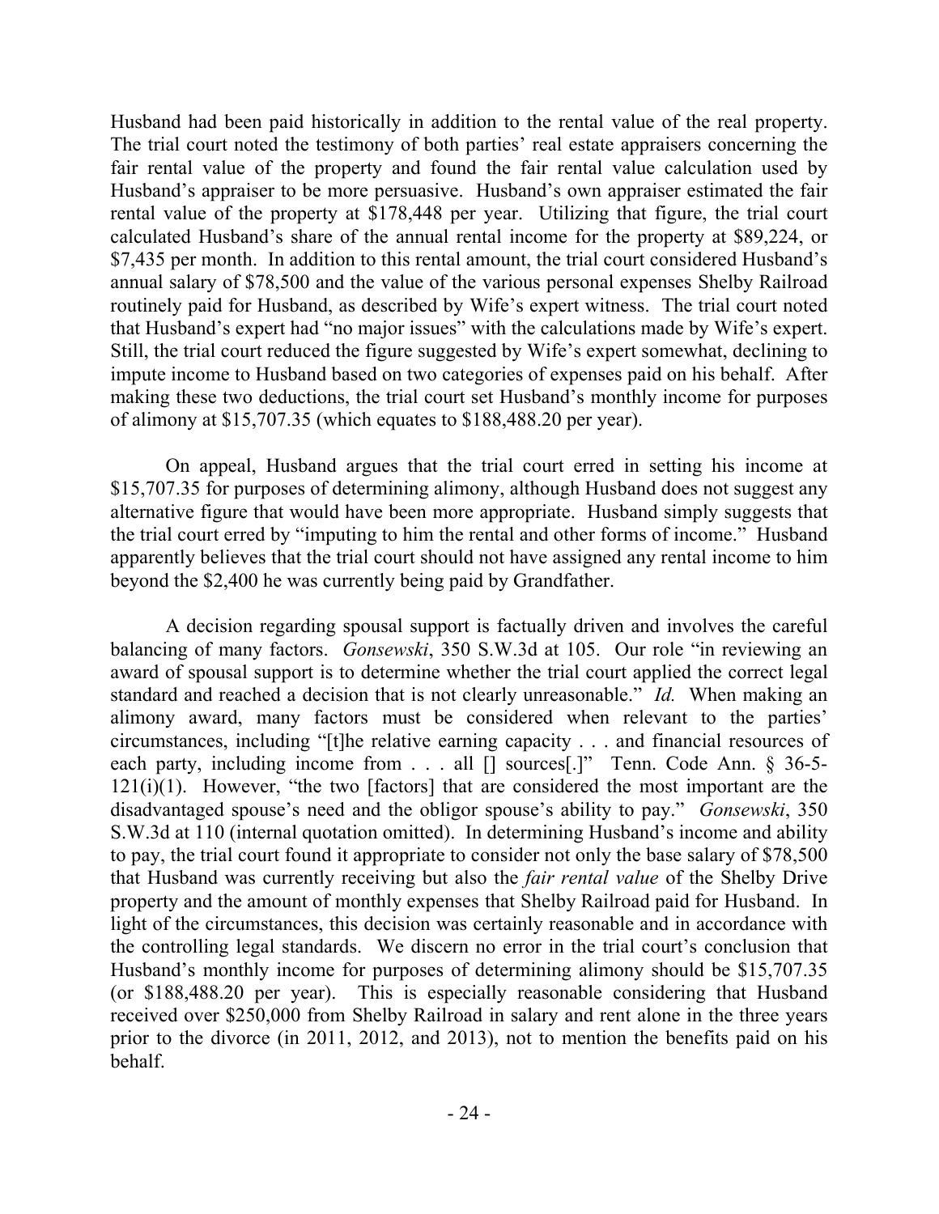Husband had been paid historically in addition to the rental value of the real property. The trial court noted the testimony of both parties' real estate appraisers concerning the fair rental value of the property and found the fair rental value calculation used by Husband's appraiser to be more persuasive. Husband's own appraiser estimated the fair rental value of the property at $178,448 per year. Utilizing that figure, the trial court calculated Husband's share of the annual rental income for the property at $89,224, or $7,435 per month. In addition to this rental amount, the trial court considered Husband's annual salary of $78,500 and the value of the various personal expenses Shelby Railroad routinely paid for Husband, as described by Wife's expert witness. The trial court noted that Husband's expert had "no major issues" with the calculations made by Wife's expert. Still, the trial court reduced the figure suggested by Wife's expert somewhat, declining to impute income to Husband based on two categories of expenses paid on his behalf. After making these two deductions, the trial court set Husband's monthly income for purposes of alimony at $15,707.35 (which equates to $188,488.20 per year).

On appeal, Husband argues that the trial court erred in setting his income at $15,707.35 for purposes of determining alimony, although Husband does not suggest any alternative figure that would have been more appropriate. Husband simply suggests that the trial court erred by "imputing to him the rental and other forms of income." Husband apparently believes that the trial court should not have assigned any rental income to him beyond the $2,400 he was currently being paid by Grandfather.

A decision regarding spousal support is factually driven and involves the careful balancing of many factors. *Gonsewski*, 350 S.W.3d at 105. Our role "in reviewing an award of spousal support is to determine whether the trial court applied the correct legal standard and reached a decision that is not clearly unreasonable." *Id.* When making an alimony award, many factors must be considered when relevant to the parties' circumstances, including "[t]he relative earning capacity . . . and financial resources of each party, including income from . . . all [] sources[.]" Tenn. Code Ann. § 36-5-121(i)(1). However, "the two [factors] that are considered the most important are the disadvantaged spouse's need and the obligor spouse's ability to pay." *Gonsewski*, 350 S.W.3d at 110 (internal quotation omitted). In determining Husband's income and ability to pay, the trial court found it appropriate to consider not only the base salary of $78,500 that Husband was currently receiving but also the *fair rental value* of the Shelby Drive property and the amount of monthly expenses that Shelby Railroad paid for Husband. In light of the circumstances, this decision was certainly reasonable and in accordance with the controlling legal standards. We discern no error in the trial court's conclusion that Husband's monthly income for purposes of determining alimony should be $15,707.35 (or $188,488.20 per year). This is especially reasonable considering that Husband received over $250,000 from Shelby Railroad in salary and rent alone in the three years prior to the divorce (in 2011, 2012, and 2013), not to mention the benefits paid on his behalf.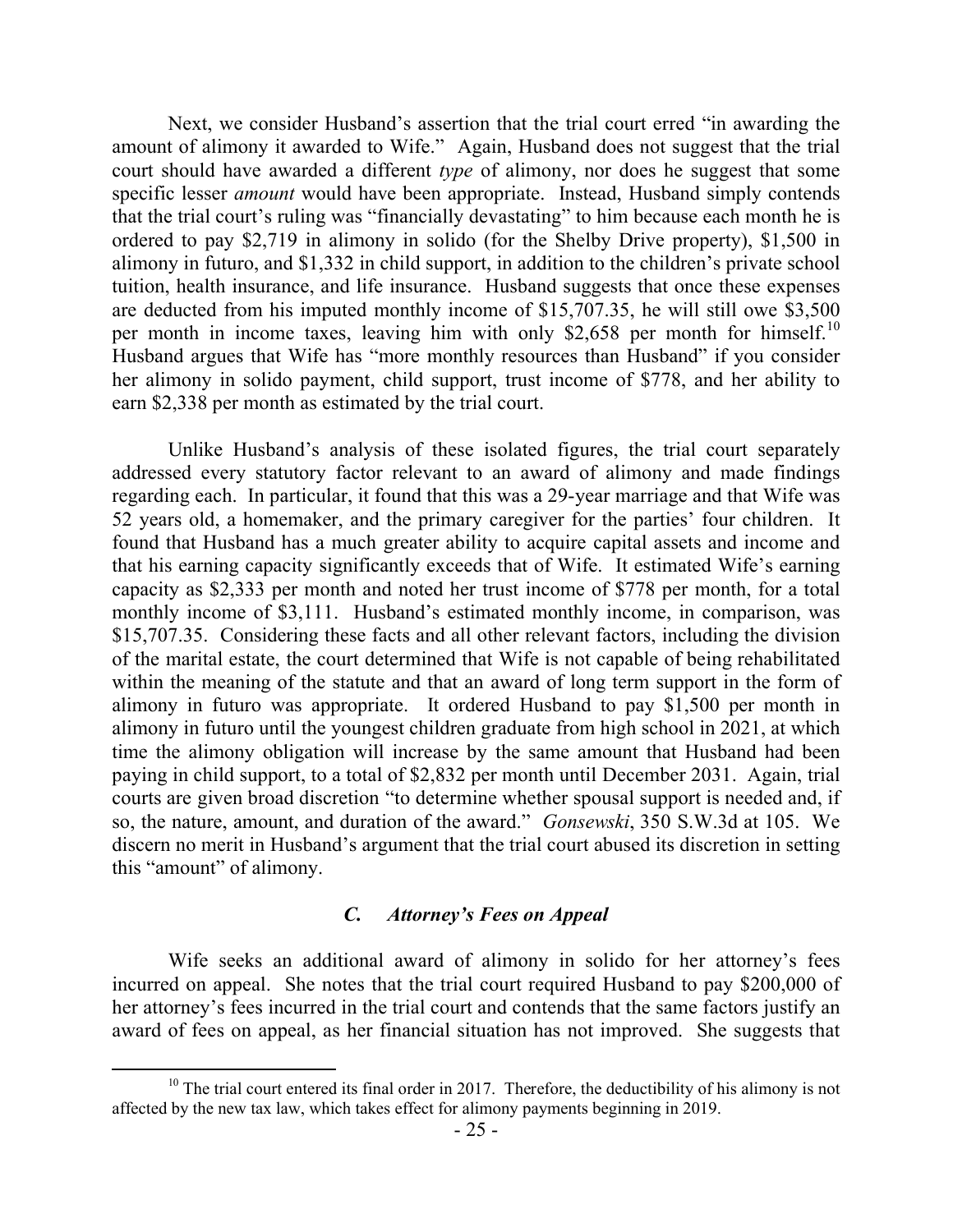Next, we consider Husband's assertion that the trial court erred "in awarding the amount of alimony it awarded to Wife." Again, Husband does not suggest that the trial court should have awarded a different *type* of alimony, nor does he suggest that some specific lesser *amount* would have been appropriate. Instead, Husband simply contends that the trial court's ruling was "financially devastating" to him because each month he is ordered to pay $2,719 in alimony in solido (for the Shelby Drive property), $1,500 in alimony in futuro, and $1,332 in child support, in addition to the children's private school tuition, health insurance, and life insurance. Husband suggests that once these expenses are deducted from his imputed monthly income of $15,707.35, he will still owe $3,500 per month in income taxes, leaving him with only $2,658 per month for himself.[10] Husband argues that Wife has "more monthly resources than Husband" if you consider her alimony in solido payment, child support, trust income of $778, and her ability to earn $2,338 per month as estimated by the trial court.

Unlike Husband's analysis of these isolated figures, the trial court separately addressed every statutory factor relevant to an award of alimony and made findings regarding each. In particular, it found that this was a 29-year marriage and that Wife was 52 years old, a homemaker, and the primary caregiver for the parties' four children. It found that Husband has a much greater ability to acquire capital assets and income and that his earning capacity significantly exceeds that of Wife. It estimated Wife's earning capacity as $2,333 per month and noted her trust income of $778 per month, for a total monthly income of $3,111. Husband's estimated monthly income, in comparison, was $15,707.35. Considering these facts and all other relevant factors, including the division of the marital estate, the court determined that Wife is not capable of being rehabilitated within the meaning of the statute and that an award of long term support in the form of alimony in futuro was appropriate. It ordered Husband to pay $1,500 per month in alimony in futuro until the youngest children graduate from high school in 2021, at which time the alimony obligation will increase by the same amount that Husband had been paying in child support, to a total of $2,832 per month until December 2031. Again, trial courts are given broad discretion "to determine whether spousal support is needed and, if so, the nature, amount, and duration of the award." *Gonsewski*, 350 S.W.3d at 105. We discern no merit in Husband's argument that the trial court abused its discretion in setting this "amount" of alimony.

### *C. Attorney's Fees on Appeal*

Wife seeks an additional award of alimony in solido for her attorney's fees incurred on appeal. She notes that the trial court required Husband to pay $200,000 of her attorney's fees incurred in the trial court and contends that the same factors justify an award of fees on appeal, as her financial situation has not improved. She suggests that

---

[10] The trial court entered its final order in 2017. Therefore, the deductibility of his alimony is not affected by the new tax law, which takes effect for alimony payments beginning in 2019.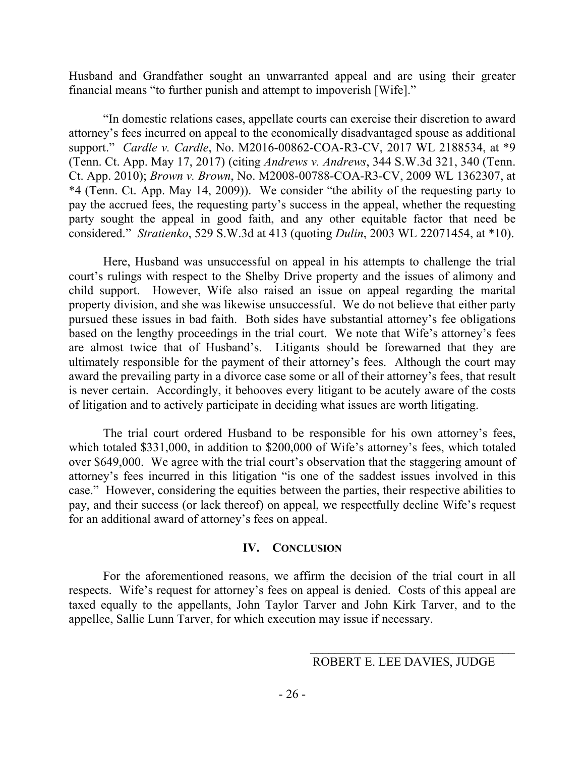Husband and Grandfather sought an unwarranted appeal and are using their greater financial means "to further punish and attempt to impoverish [Wife]."

"In domestic relations cases, appellate courts can exercise their discretion to award attorney's fees incurred on appeal to the economically disadvantaged spouse as additional support." *Cardle v. Cardle*, No. M2016-00862-COA-R3-CV, 2017 WL 2188534, at *9 (Tenn. Ct. App. May 17, 2017) (citing *Andrews v. Andrews*, 344 S.W.3d 321, 340 (Tenn. Ct. App. 2010); *Brown v. Brown*, No. M2008-00788-COA-R3-CV, 2009 WL 1362307, at *4 (Tenn. Ct. App. May 14, 2009)). We consider "the ability of the requesting party to pay the accrued fees, the requesting party's success in the appeal, whether the requesting party sought the appeal in good faith, and any other equitable factor that need be considered." *Stratienko*, 529 S.W.3d at 413 (quoting *Dulin*, 2003 WL 22071454, at *10).

Here, Husband was unsuccessful on appeal in his attempts to challenge the trial court's rulings with respect to the Shelby Drive property and the issues of alimony and child support. However, Wife also raised an issue on appeal regarding the marital property division, and she was likewise unsuccessful. We do not believe that either party pursued these issues in bad faith. Both sides have substantial attorney's fee obligations based on the lengthy proceedings in the trial court. We note that Wife's attorney's fees are almost twice that of Husband's. Litigants should be forewarned that they are ultimately responsible for the payment of their attorney's fees. Although the court may award the prevailing party in a divorce case some or all of their attorney's fees, that result is never certain. Accordingly, it behooves every litigant to be acutely aware of the costs of litigation and to actively participate in deciding what issues are worth litigating.

The trial court ordered Husband to be responsible for his own attorney's fees, which totaled $331,000, in addition to $200,000 of Wife's attorney's fees, which totaled over $649,000. We agree with the trial court's observation that the staggering amount of attorney's fees incurred in this litigation "is one of the saddest issues involved in this case." However, considering the equities between the parties, their respective abilities to pay, and their success (or lack thereof) on appeal, we respectfully decline Wife's request for an additional award of attorney's fees on appeal.

## IV. CONCLUSION

For the aforementioned reasons, we affirm the decision of the trial court in all respects. Wife's request for attorney's fees on appeal is denied. Costs of this appeal are taxed equally to the appellants, John Taylor Tarver and John Kirk Tarver, and to the appellee, Sallie Lunn Tarver, for which execution may issue if necessary.

\_\_\_\_\_\_\_\_\_\_\_\_\_\_\_\_\_\_\_\_\_\_\_\_\_\_\_\_\_\_\_\_\_\_

ROBERT E. LEE DAVIES, JUDGE